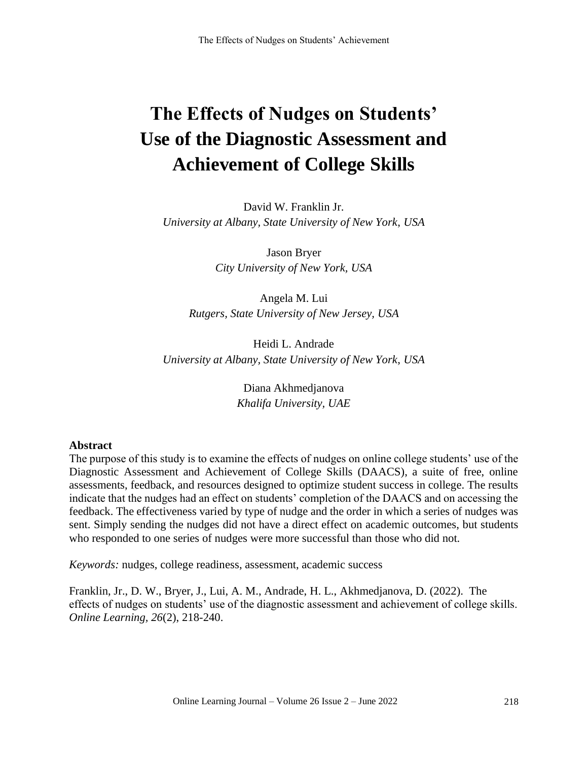# The Effects of Nudges on Students' Use of the Diagnostic Assessment and Achievement of College Skills

David W. Franklin Jr.
*University at Albany, State University of New York, USA*

Jason Bryer
*City University of New York, USA*

Angela M. Lui
*Rutgers, State University of New Jersey, USA*

Heidi L. Andrade
*University at Albany, State University of New York, USA*

Diana Akhmedjanova
*Khalifa University, UAE*

## Abstract

The purpose of this study is to examine the effects of nudges on online college students' use of the Diagnostic Assessment and Achievement of College Skills (DAACS), a suite of free, online assessments, feedback, and resources designed to optimize student success in college. The results indicate that the nudges had an effect on students' completion of the DAACS and on accessing the feedback. The effectiveness varied by type of nudge and the order in which a series of nudges was sent. Simply sending the nudges did not have a direct effect on academic outcomes, but students who responded to one series of nudges were more successful than those who did not.

*Keywords:* nudges, college readiness, assessment, academic success

Franklin, Jr., D. W., Bryer, J., Lui, A. M., Andrade, H. L., Akhmedjanova, D. (2022). The effects of nudges on students' use of the diagnostic assessment and achievement of college skills. *Online Learning, 26*(2), 218-240.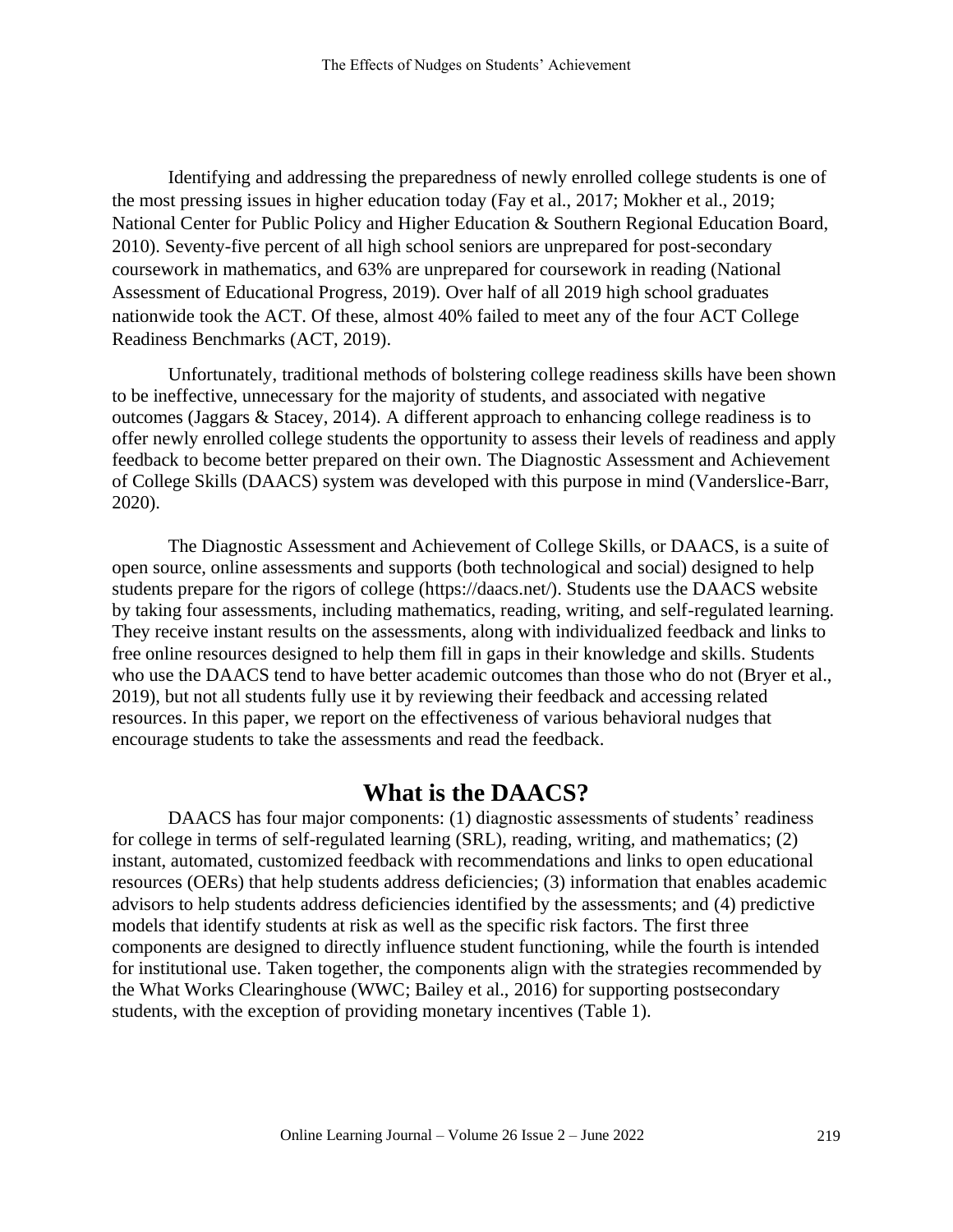Identifying and addressing the preparedness of newly enrolled college students is one of the most pressing issues in higher education today (Fay et al., 2017; Mokher et al., 2019; National Center for Public Policy and Higher Education & Southern Regional Education Board, 2010). Seventy-five percent of all high school seniors are unprepared for post-secondary coursework in mathematics, and 63% are unprepared for coursework in reading (National Assessment of Educational Progress, 2019). Over half of all 2019 high school graduates nationwide took the ACT. Of these, almost 40% failed to meet any of the four ACT College Readiness Benchmarks (ACT, 2019).

Unfortunately, traditional methods of bolstering college readiness skills have been shown to be ineffective, unnecessary for the majority of students, and associated with negative outcomes (Jaggars & Stacey, 2014). A different approach to enhancing college readiness is to offer newly enrolled college students the opportunity to assess their levels of readiness and apply feedback to become better prepared on their own. The Diagnostic Assessment and Achievement of College Skills (DAACS) system was developed with this purpose in mind (Vanderslice-Barr, 2020).

The Diagnostic Assessment and Achievement of College Skills, or DAACS, is a suite of open source, online assessments and supports (both technological and social) designed to help students prepare for the rigors of college (https://daacs.net/). Students use the DAACS website by taking four assessments, including mathematics, reading, writing, and self-regulated learning. They receive instant results on the assessments, along with individualized feedback and links to free online resources designed to help them fill in gaps in their knowledge and skills. Students who use the DAACS tend to have better academic outcomes than those who do not (Bryer et al., 2019), but not all students fully use it by reviewing their feedback and accessing related resources. In this paper, we report on the effectiveness of various behavioral nudges that encourage students to take the assessments and read the feedback.

## What is the DAACS?

DAACS has four major components: (1) diagnostic assessments of students' readiness for college in terms of self-regulated learning (SRL), reading, writing, and mathematics; (2) instant, automated, customized feedback with recommendations and links to open educational resources (OERs) that help students address deficiencies; (3) information that enables academic advisors to help students address deficiencies identified by the assessments; and (4) predictive models that identify students at risk as well as the specific risk factors. The first three components are designed to directly influence student functioning, while the fourth is intended for institutional use. Taken together, the components align with the strategies recommended by the What Works Clearinghouse (WWC; Bailey et al., 2016) for supporting postsecondary students, with the exception of providing monetary incentives (Table 1).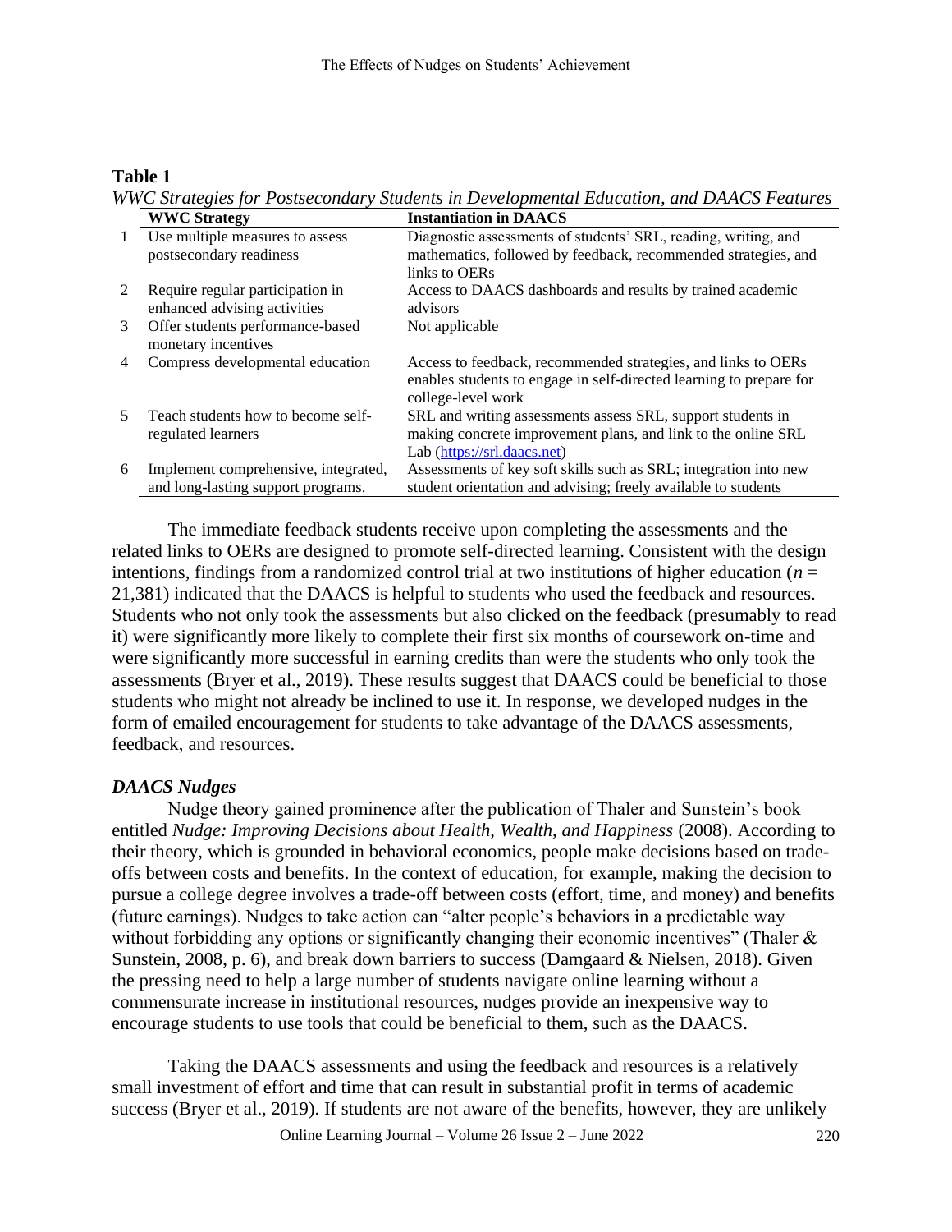**Table 1**

*WWC Strategies for Postsecondary Students in Developmental Education, and DAACS Features*

| | WWC Strategy | Instantiation in DAACS |
|---|---|---|
| 1 | Use multiple measures to assess postsecondary readiness | Diagnostic assessments of students' SRL, reading, writing, and mathematics, followed by feedback, recommended strategies, and links to OERs |
| 2 | Require regular participation in enhanced advising activities | Access to DAACS dashboards and results by trained academic advisors |
| 3 | Offer students performance-based monetary incentives | Not applicable |
| 4 | Compress developmental education | Access to feedback, recommended strategies, and links to OERs enables students to engage in self-directed learning to prepare for college-level work |
| 5 | Teach students how to become self-regulated learners | SRL and writing assessments assess SRL, support students in making concrete improvement plans, and link to the online SRL Lab (https://srl.daacs.net) |
| 6 | Implement comprehensive, integrated, and long-lasting support programs. | Assessments of key soft skills such as SRL; integration into new student orientation and advising; freely available to students |

The immediate feedback students receive upon completing the assessments and the related links to OERs are designed to promote self-directed learning. Consistent with the design intentions, findings from a randomized control trial at two institutions of higher education ($n$ = 21,381) indicated that the DAACS is helpful to students who used the feedback and resources. Students who not only took the assessments but also clicked on the feedback (presumably to read it) were significantly more likely to complete their first six months of coursework on-time and were significantly more successful in earning credits than were the students who only took the assessments (Bryer et al., 2019). These results suggest that DAACS could be beneficial to those students who might not already be inclined to use it. In response, we developed nudges in the form of emailed encouragement for students to take advantage of the DAACS assessments, feedback, and resources.

### *DAACS Nudges*

Nudge theory gained prominence after the publication of Thaler and Sunstein's book entitled *Nudge: Improving Decisions about Health, Wealth, and Happiness* (2008). According to their theory, which is grounded in behavioral economics, people make decisions based on trade-offs between costs and benefits. In the context of education, for example, making the decision to pursue a college degree involves a trade-off between costs (effort, time, and money) and benefits (future earnings). Nudges to take action can "alter people's behaviors in a predictable way without forbidding any options or significantly changing their economic incentives" (Thaler & Sunstein, 2008, p. 6), and break down barriers to success (Damgaard & Nielsen, 2018). Given the pressing need to help a large number of students navigate online learning without a commensurate increase in institutional resources, nudges provide an inexpensive way to encourage students to use tools that could be beneficial to them, such as the DAACS.

Taking the DAACS assessments and using the feedback and resources is a relatively small investment of effort and time that can result in substantial profit in terms of academic success (Bryer et al., 2019). If students are not aware of the benefits, however, they are unlikely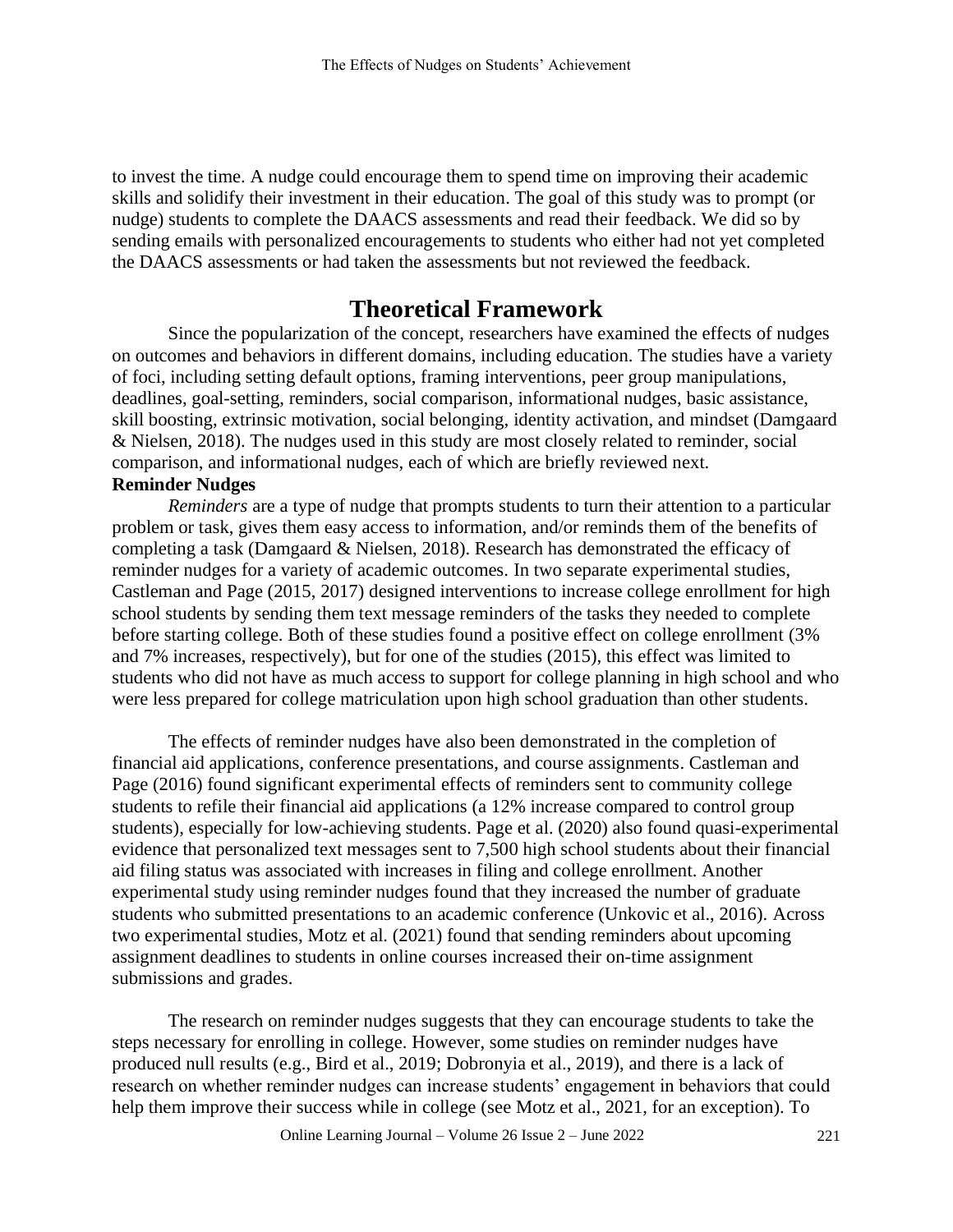to invest the time. A nudge could encourage them to spend time on improving their academic skills and solidify their investment in their education. The goal of this study was to prompt (or nudge) students to complete the DAACS assessments and read their feedback. We did so by sending emails with personalized encouragements to students who either had not yet completed the DAACS assessments or had taken the assessments but not reviewed the feedback.

# Theoretical Framework

Since the popularization of the concept, researchers have examined the effects of nudges on outcomes and behaviors in different domains, including education. The studies have a variety of foci, including setting default options, framing interventions, peer group manipulations, deadlines, goal-setting, reminders, social comparison, informational nudges, basic assistance, skill boosting, extrinsic motivation, social belonging, identity activation, and mindset (Damgaard & Nielsen, 2018). The nudges used in this study are most closely related to reminder, social comparison, and informational nudges, each of which are briefly reviewed next.

**Reminder Nudges**

*Reminders* are a type of nudge that prompts students to turn their attention to a particular problem or task, gives them easy access to information, and/or reminds them of the benefits of completing a task (Damgaard & Nielsen, 2018). Research has demonstrated the efficacy of reminder nudges for a variety of academic outcomes. In two separate experimental studies, Castleman and Page (2015, 2017) designed interventions to increase college enrollment for high school students by sending them text message reminders of the tasks they needed to complete before starting college. Both of these studies found a positive effect on college enrollment (3% and 7% increases, respectively), but for one of the studies (2015), this effect was limited to students who did not have as much access to support for college planning in high school and who were less prepared for college matriculation upon high school graduation than other students.

The effects of reminder nudges have also been demonstrated in the completion of financial aid applications, conference presentations, and course assignments. Castleman and Page (2016) found significant experimental effects of reminders sent to community college students to refile their financial aid applications (a 12% increase compared to control group students), especially for low-achieving students. Page et al. (2020) also found quasi-experimental evidence that personalized text messages sent to 7,500 high school students about their financial aid filing status was associated with increases in filing and college enrollment. Another experimental study using reminder nudges found that they increased the number of graduate students who submitted presentations to an academic conference (Unkovic et al., 2016). Across two experimental studies, Motz et al. (2021) found that sending reminders about upcoming assignment deadlines to students in online courses increased their on-time assignment submissions and grades.

The research on reminder nudges suggests that they can encourage students to take the steps necessary for enrolling in college. However, some studies on reminder nudges have produced null results (e.g., Bird et al., 2019; Dobronyia et al., 2019), and there is a lack of research on whether reminder nudges can increase students' engagement in behaviors that could help them improve their success while in college (see Motz et al., 2021, for an exception). To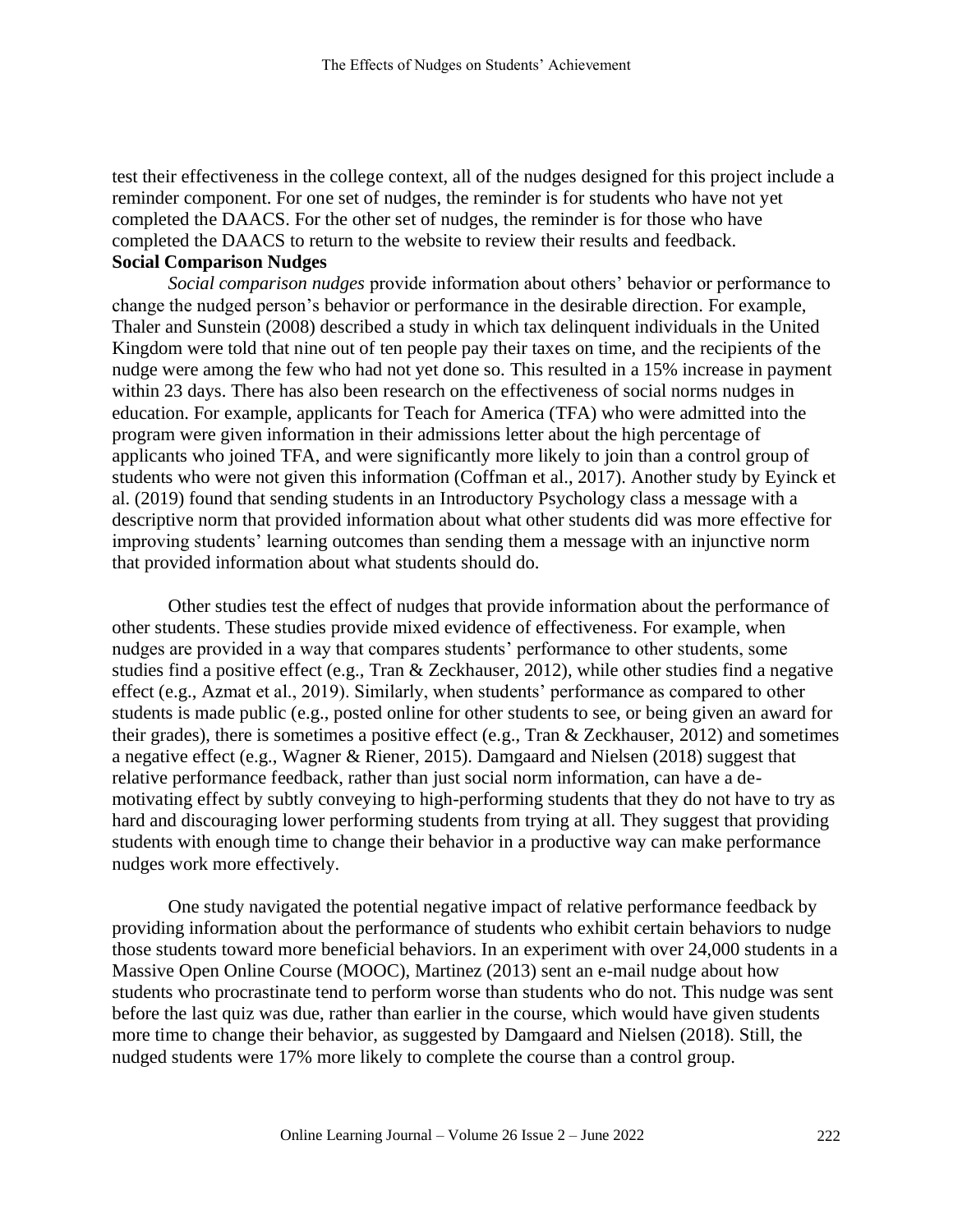test their effectiveness in the college context, all of the nudges designed for this project include a reminder component. For one set of nudges, the reminder is for students who have not yet completed the DAACS. For the other set of nudges, the reminder is for those who have completed the DAACS to return to the website to review their results and feedback.

**Social Comparison Nudges**

*Social comparison nudges* provide information about others' behavior or performance to change the nudged person's behavior or performance in the desirable direction. For example, Thaler and Sunstein (2008) described a study in which tax delinquent individuals in the United Kingdom were told that nine out of ten people pay their taxes on time, and the recipients of the nudge were among the few who had not yet done so. This resulted in a 15% increase in payment within 23 days. There has also been research on the effectiveness of social norms nudges in education. For example, applicants for Teach for America (TFA) who were admitted into the program were given information in their admissions letter about the high percentage of applicants who joined TFA, and were significantly more likely to join than a control group of students who were not given this information (Coffman et al., 2017). Another study by Eyinck et al. (2019) found that sending students in an Introductory Psychology class a message with a descriptive norm that provided information about what other students did was more effective for improving students' learning outcomes than sending them a message with an injunctive norm that provided information about what students should do.

Other studies test the effect of nudges that provide information about the performance of other students. These studies provide mixed evidence of effectiveness. For example, when nudges are provided in a way that compares students' performance to other students, some studies find a positive effect (e.g., Tran & Zeckhauser, 2012), while other studies find a negative effect (e.g., Azmat et al., 2019). Similarly, when students' performance as compared to other students is made public (e.g., posted online for other students to see, or being given an award for their grades), there is sometimes a positive effect (e.g., Tran & Zeckhauser, 2012) and sometimes a negative effect (e.g., Wagner & Riener, 2015). Damgaard and Nielsen (2018) suggest that relative performance feedback, rather than just social norm information, can have a de-motivating effect by subtly conveying to high-performing students that they do not have to try as hard and discouraging lower performing students from trying at all. They suggest that providing students with enough time to change their behavior in a productive way can make performance nudges work more effectively.

One study navigated the potential negative impact of relative performance feedback by providing information about the performance of students who exhibit certain behaviors to nudge those students toward more beneficial behaviors. In an experiment with over 24,000 students in a Massive Open Online Course (MOOC), Martinez (2013) sent an e-mail nudge about how students who procrastinate tend to perform worse than students who do not. This nudge was sent before the last quiz was due, rather than earlier in the course, which would have given students more time to change their behavior, as suggested by Damgaard and Nielsen (2018). Still, the nudged students were 17% more likely to complete the course than a control group.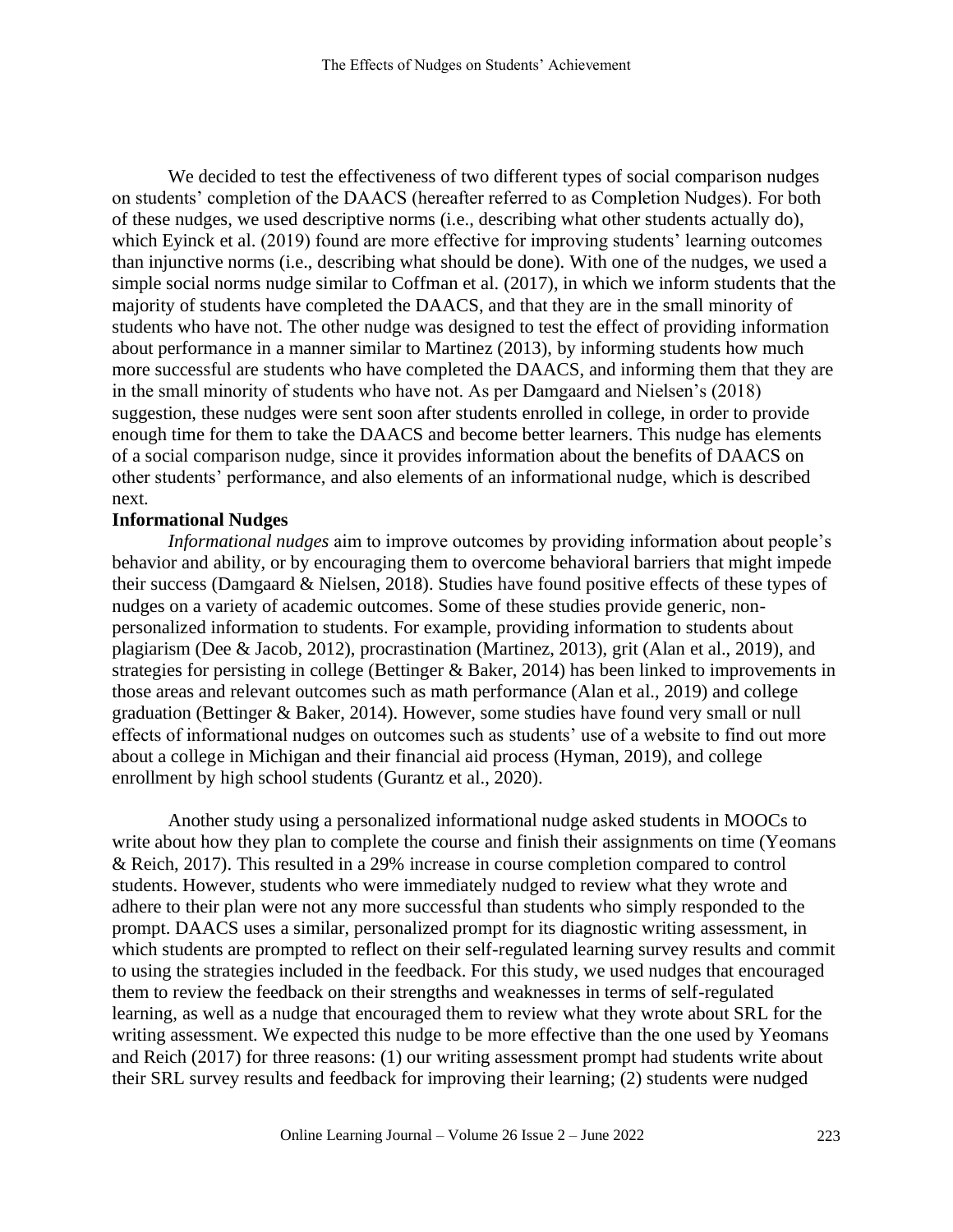We decided to test the effectiveness of two different types of social comparison nudges on students' completion of the DAACS (hereafter referred to as Completion Nudges). For both of these nudges, we used descriptive norms (i.e., describing what other students actually do), which Eyinck et al. (2019) found are more effective for improving students' learning outcomes than injunctive norms (i.e., describing what should be done). With one of the nudges, we used a simple social norms nudge similar to Coffman et al. (2017), in which we inform students that the majority of students have completed the DAACS, and that they are in the small minority of students who have not. The other nudge was designed to test the effect of providing information about performance in a manner similar to Martinez (2013), by informing students how much more successful are students who have completed the DAACS, and informing them that they are in the small minority of students who have not. As per Damgaard and Nielsen's (2018) suggestion, these nudges were sent soon after students enrolled in college, in order to provide enough time for them to take the DAACS and become better learners. This nudge has elements of a social comparison nudge, since it provides information about the benefits of DAACS on other students' performance, and also elements of an informational nudge, which is described next.

**Informational Nudges**

*Informational nudges* aim to improve outcomes by providing information about people's behavior and ability, or by encouraging them to overcome behavioral barriers that might impede their success (Damgaard & Nielsen, 2018). Studies have found positive effects of these types of nudges on a variety of academic outcomes. Some of these studies provide generic, non-personalized information to students. For example, providing information to students about plagiarism (Dee & Jacob, 2012), procrastination (Martinez, 2013), grit (Alan et al., 2019), and strategies for persisting in college (Bettinger & Baker, 2014) has been linked to improvements in those areas and relevant outcomes such as math performance (Alan et al., 2019) and college graduation (Bettinger & Baker, 2014). However, some studies have found very small or null effects of informational nudges on outcomes such as students' use of a website to find out more about a college in Michigan and their financial aid process (Hyman, 2019), and college enrollment by high school students (Gurantz et al., 2020).

Another study using a personalized informational nudge asked students in MOOCs to write about how they plan to complete the course and finish their assignments on time (Yeomans & Reich, 2017). This resulted in a 29% increase in course completion compared to control students. However, students who were immediately nudged to review what they wrote and adhere to their plan were not any more successful than students who simply responded to the prompt. DAACS uses a similar, personalized prompt for its diagnostic writing assessment, in which students are prompted to reflect on their self-regulated learning survey results and commit to using the strategies included in the feedback. For this study, we used nudges that encouraged them to review the feedback on their strengths and weaknesses in terms of self-regulated learning, as well as a nudge that encouraged them to review what they wrote about SRL for the writing assessment. We expected this nudge to be more effective than the one used by Yeomans and Reich (2017) for three reasons: (1) our writing assessment prompt had students write about their SRL survey results and feedback for improving their learning; (2) students were nudged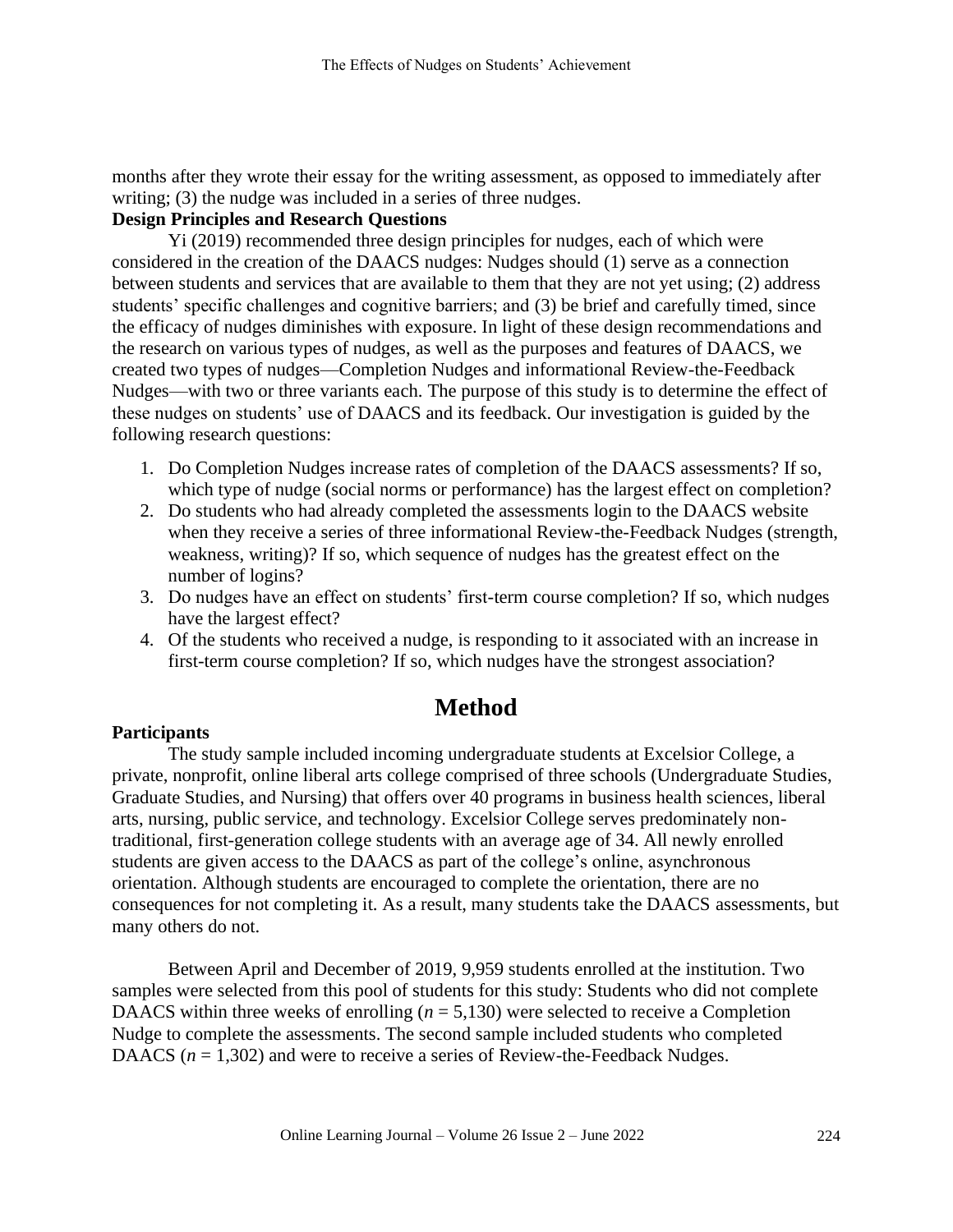months after they wrote their essay for the writing assessment, as opposed to immediately after writing; (3) the nudge was included in a series of three nudges.

### Design Principles and Research Questions

Yi (2019) recommended three design principles for nudges, each of which were considered in the creation of the DAACS nudges: Nudges should (1) serve as a connection between students and services that are available to them that they are not yet using; (2) address students' specific challenges and cognitive barriers; and (3) be brief and carefully timed, since the efficacy of nudges diminishes with exposure. In light of these design recommendations and the research on various types of nudges, as well as the purposes and features of DAACS, we created two types of nudges—Completion Nudges and informational Review-the-Feedback Nudges—with two or three variants each. The purpose of this study is to determine the effect of these nudges on students' use of DAACS and its feedback. Our investigation is guided by the following research questions:

1. Do Completion Nudges increase rates of completion of the DAACS assessments? If so, which type of nudge (social norms or performance) has the largest effect on completion?
2. Do students who had already completed the assessments login to the DAACS website when they receive a series of three informational Review-the-Feedback Nudges (strength, weakness, writing)? If so, which sequence of nudges has the greatest effect on the number of logins?
3. Do nudges have an effect on students' first-term course completion? If so, which nudges have the largest effect?
4. Of the students who received a nudge, is responding to it associated with an increase in first-term course completion? If so, which nudges have the strongest association?

# Method

### Participants

The study sample included incoming undergraduate students at Excelsior College, a private, nonprofit, online liberal arts college comprised of three schools (Undergraduate Studies, Graduate Studies, and Nursing) that offers over 40 programs in business health sciences, liberal arts, nursing, public service, and technology. Excelsior College serves predominately non-traditional, first-generation college students with an average age of 34. All newly enrolled students are given access to the DAACS as part of the college's online, asynchronous orientation. Although students are encouraged to complete the orientation, there are no consequences for not completing it. As a result, many students take the DAACS assessments, but many others do not.

Between April and December of 2019, 9,959 students enrolled at the institution. Two samples were selected from this pool of students for this study: Students who did not complete DAACS within three weeks of enrolling ($n$ = 5,130) were selected to receive a Completion Nudge to complete the assessments. The second sample included students who completed DAACS ($n$ = 1,302) and were to receive a series of Review-the-Feedback Nudges.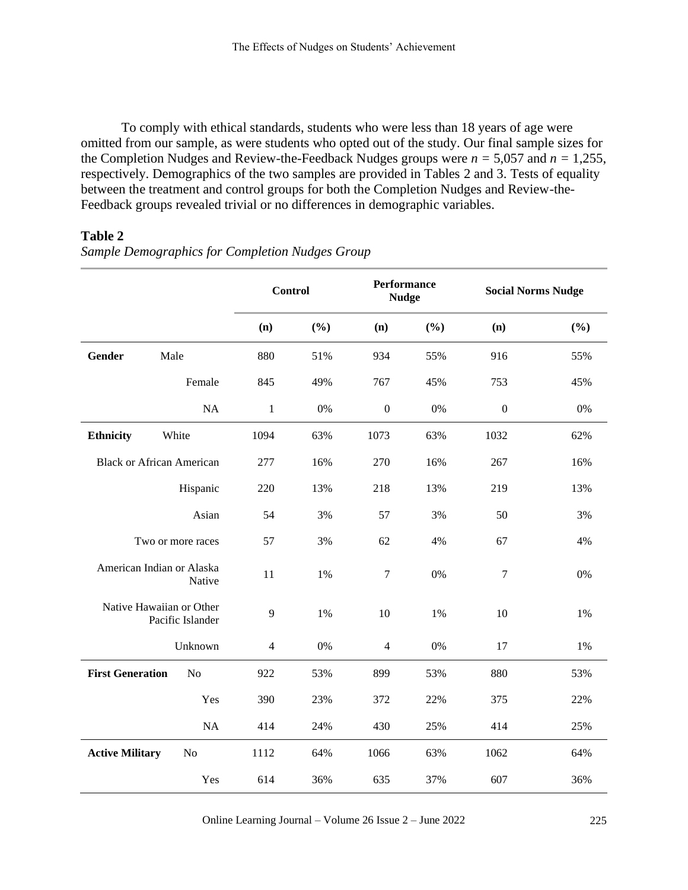To comply with ethical standards, students who were less than 18 years of age were omitted from our sample, as were students who opted out of the study. Our final sample sizes for the Completion Nudges and Review-the-Feedback Nudges groups were $n$ = 5,057 and $n$ = 1,255, respectively. Demographics of the two samples are provided in Tables 2 and 3. Tests of equality between the treatment and control groups for both the Completion Nudges and Review-the-Feedback groups revealed trivial or no differences in demographic variables.

**Table 2**

*Sample Demographics for Completion Nudges Group*

| | | Control | | Performance Nudge | | Social Norms Nudge | |
|---|---|---|---|---|---|---|---|
| | | (n) | (%) | (n) | (%) | (n) | (%) |
| **Gender** | Male | 880 | 51% | 934 | 55% | 916 | 55% |
| | Female | 845 | 49% | 767 | 45% | 753 | 45% |
| | NA | 1 | 0% | 0 | 0% | 0 | 0% |
| **Ethnicity** | White | 1094 | 63% | 1073 | 63% | 1032 | 62% |
| | Black or African American | 277 | 16% | 270 | 16% | 267 | 16% |
| | Hispanic | 220 | 13% | 218 | 13% | 219 | 13% |
| | Asian | 54 | 3% | 57 | 3% | 50 | 3% |
| | Two or more races | 57 | 3% | 62 | 4% | 67 | 4% |
| | American Indian or Alaska Native | 11 | 1% | 7 | 0% | 7 | 0% |
| | Native Hawaiian or Other Pacific Islander | 9 | 1% | 10 | 1% | 10 | 1% |
| | Unknown | 4 | 0% | 4 | 0% | 17 | 1% |
| **First Generation** | No | 922 | 53% | 899 | 53% | 880 | 53% |
| | Yes | 390 | 23% | 372 | 22% | 375 | 22% |
| | NA | 414 | 24% | 430 | 25% | 414 | 25% |
| **Active Military** | No | 1112 | 64% | 1066 | 63% | 1062 | 64% |
| | Yes | 614 | 36% | 635 | 37% | 607 | 36% |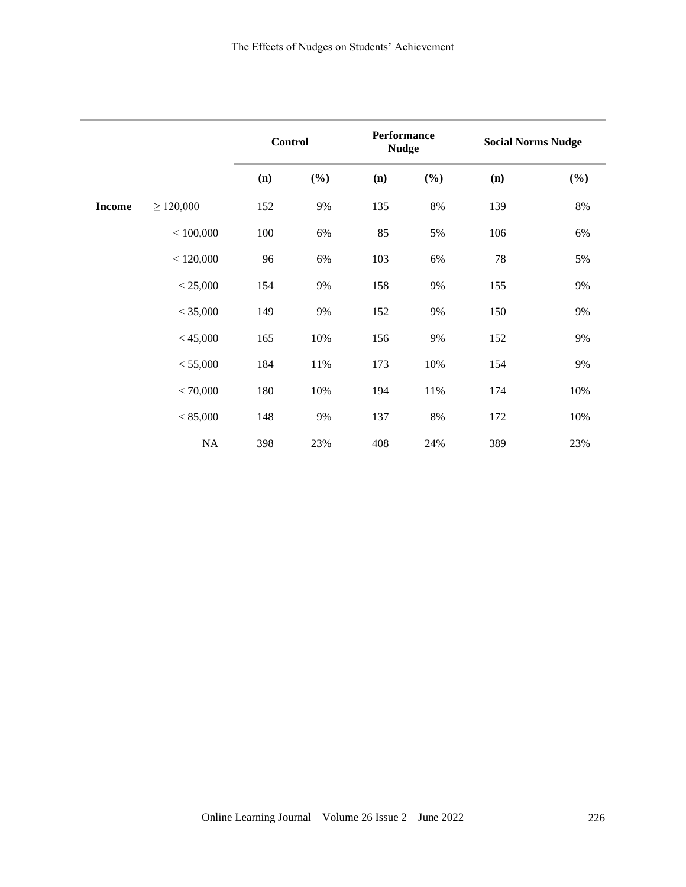| | | Control | | Performance Nudge | | Social Norms Nudge | |
|---|---|---|---|---|---|---|---|
| | | (n) | (%) | (n) | (%) | (n) | (%) |
| **Income** | ≥ 120,000 | 152 | 9% | 135 | 8% | 139 | 8% |
| | < 100,000 | 100 | 6% | 85 | 5% | 106 | 6% |
| | < 120,000 | 96 | 6% | 103 | 6% | 78 | 5% |
| | < 25,000 | 154 | 9% | 158 | 9% | 155 | 9% |
| | < 35,000 | 149 | 9% | 152 | 9% | 150 | 9% |
| | < 45,000 | 165 | 10% | 156 | 9% | 152 | 9% |
| | < 55,000 | 184 | 11% | 173 | 10% | 154 | 9% |
| | < 70,000 | 180 | 10% | 194 | 11% | 174 | 10% |
| | < 85,000 | 148 | 9% | 137 | 8% | 172 | 10% |
| | NA | 398 | 23% | 408 | 24% | 389 | 23% |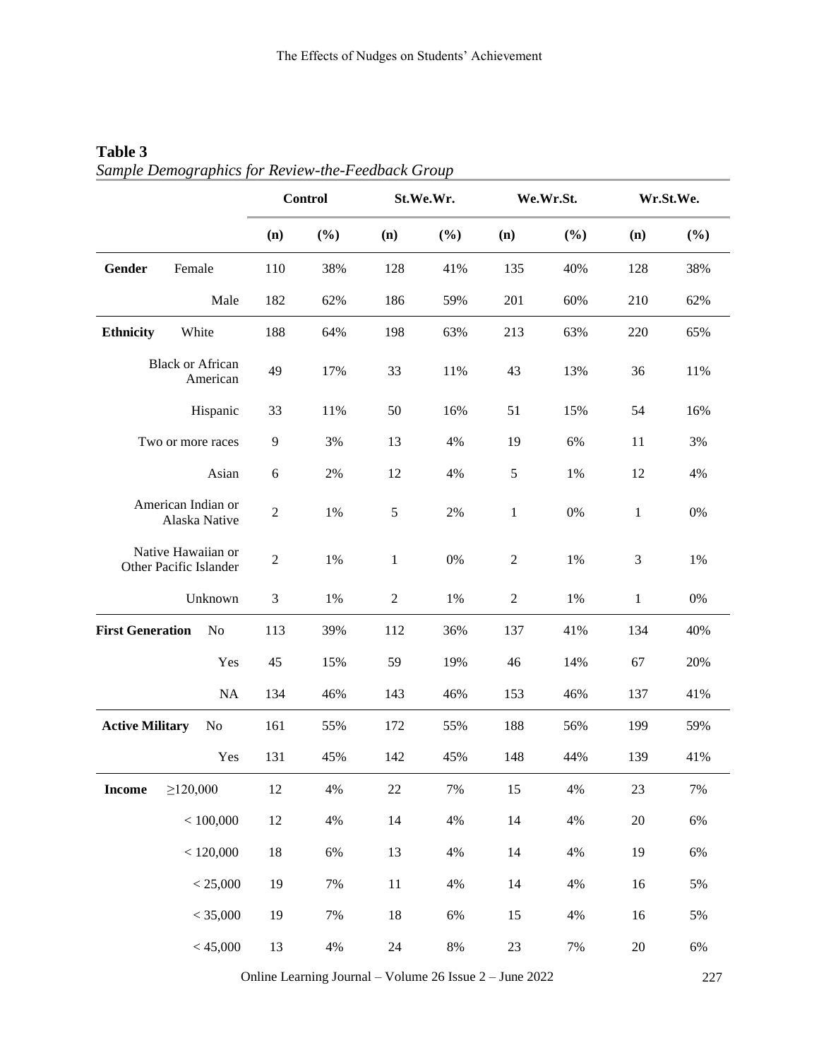**Table 3**
*Sample Demographics for Review-the-Feedback Group*

| | | Control | | St.We.Wr. | | We.Wr.St. | | Wr.St.We. | |
|---|---|---|---|---|---|---|---|---|---|
| | | (n) | (%) | (n) | (%) | (n) | (%) | (n) | (%) |
| **Gender** | Female | 110 | 38% | 128 | 41% | 135 | 40% | 128 | 38% |
| | Male | 182 | 62% | 186 | 59% | 201 | 60% | 210 | 62% |
| **Ethnicity** | White | 188 | 64% | 198 | 63% | 213 | 63% | 220 | 65% |
| | Black or African American | 49 | 17% | 33 | 11% | 43 | 13% | 36 | 11% |
| | Hispanic | 33 | 11% | 50 | 16% | 51 | 15% | 54 | 16% |
| | Two or more races | 9 | 3% | 13 | 4% | 19 | 6% | 11 | 3% |
| | Asian | 6 | 2% | 12 | 4% | 5 | 1% | 12 | 4% |
| | American Indian or Alaska Native | 2 | 1% | 5 | 2% | 1 | 0% | 1 | 0% |
| | Native Hawaiian or Other Pacific Islander | 2 | 1% | 1 | 0% | 2 | 1% | 3 | 1% |
| | Unknown | 3 | 1% | 2 | 1% | 2 | 1% | 1 | 0% |
| **First Generation** | No | 113 | 39% | 112 | 36% | 137 | 41% | 134 | 40% |
| | Yes | 45 | 15% | 59 | 19% | 46 | 14% | 67 | 20% |
| | NA | 134 | 46% | 143 | 46% | 153 | 46% | 137 | 41% |
| **Active Military** | No | 161 | 55% | 172 | 55% | 188 | 56% | 199 | 59% |
| | Yes | 131 | 45% | 142 | 45% | 148 | 44% | 139 | 41% |
| **Income** | ≥120,000 | 12 | 4% | 22 | 7% | 15 | 4% | 23 | 7% |
| | < 100,000 | 12 | 4% | 14 | 4% | 14 | 4% | 20 | 6% |
| | < 120,000 | 18 | 6% | 13 | 4% | 14 | 4% | 19 | 6% |
| | < 25,000 | 19 | 7% | 11 | 4% | 14 | 4% | 16 | 5% |
| | < 35,000 | 19 | 7% | 18 | 6% | 15 | 4% | 16 | 5% |
| | < 45,000 | 13 | 4% | 24 | 8% | 23 | 7% | 20 | 6% |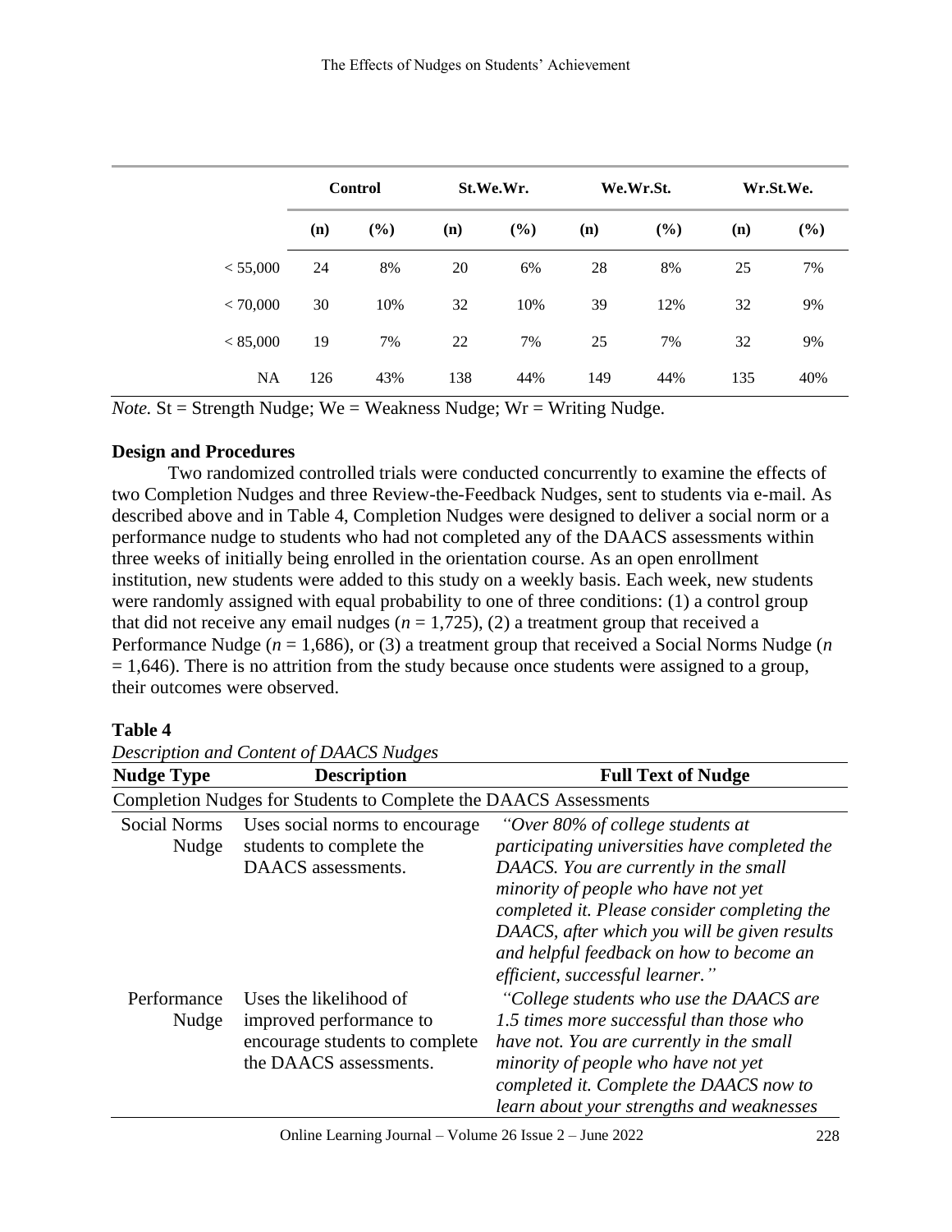| | Control | | St.We.Wr. | | We.Wr.St. | | Wr.St.We. | |
|---|---|---|---|---|---|---|---|---|
| | (n) | (%) | (n) | (%) | (n) | (%) | (n) | (%) |
| < 55,000 | 24 | 8% | 20 | 6% | 28 | 8% | 25 | 7% |
| < 70,000 | 30 | 10% | 32 | 10% | 39 | 12% | 32 | 9% |
| < 85,000 | 19 | 7% | 22 | 7% | 25 | 7% | 32 | 9% |
| NA | 126 | 43% | 138 | 44% | 149 | 44% | 135 | 40% |

*Note.* St = Strength Nudge; We = Weakness Nudge; Wr = Writing Nudge.

**Design and Procedures**

Two randomized controlled trials were conducted concurrently to examine the effects of two Completion Nudges and three Review-the-Feedback Nudges, sent to students via e-mail. As described above and in Table 4, Completion Nudges were designed to deliver a social norm or a performance nudge to students who had not completed any of the DAACS assessments within three weeks of initially being enrolled in the orientation course. As an open enrollment institution, new students were added to this study on a weekly basis. Each week, new students were randomly assigned with equal probability to one of three conditions: (1) a control group that did not receive any email nudges ($n$ = 1,725), (2) a treatment group that received a Performance Nudge ($n$ = 1,686), or (3) a treatment group that received a Social Norms Nudge ($n$ = 1,646). There is no attrition from the study because once students were assigned to a group, their outcomes were observed.

**Table 4**

*Description and Content of DAACS Nudges*

| Nudge Type | Description | Full Text of Nudge |
|---|---|---|
| Completion Nudges for Students to Complete the DAACS Assessments | | |
| Social Norms Nudge | Uses social norms to encourage students to complete the DAACS assessments. | *"Over 80% of college students at participating universities have completed the DAACS. You are currently in the small minority of people who have not yet completed it. Please consider completing the DAACS, after which you will be given results and helpful feedback on how to become an efficient, successful learner."* |
| Performance Nudge | Uses the likelihood of improved performance to encourage students to complete the DAACS assessments. | *"College students who use the DAACS are 1.5 times more successful than those who have not. You are currently in the small minority of people who have not yet completed it. Complete the DAACS now to learn about your strengths and weaknesses* |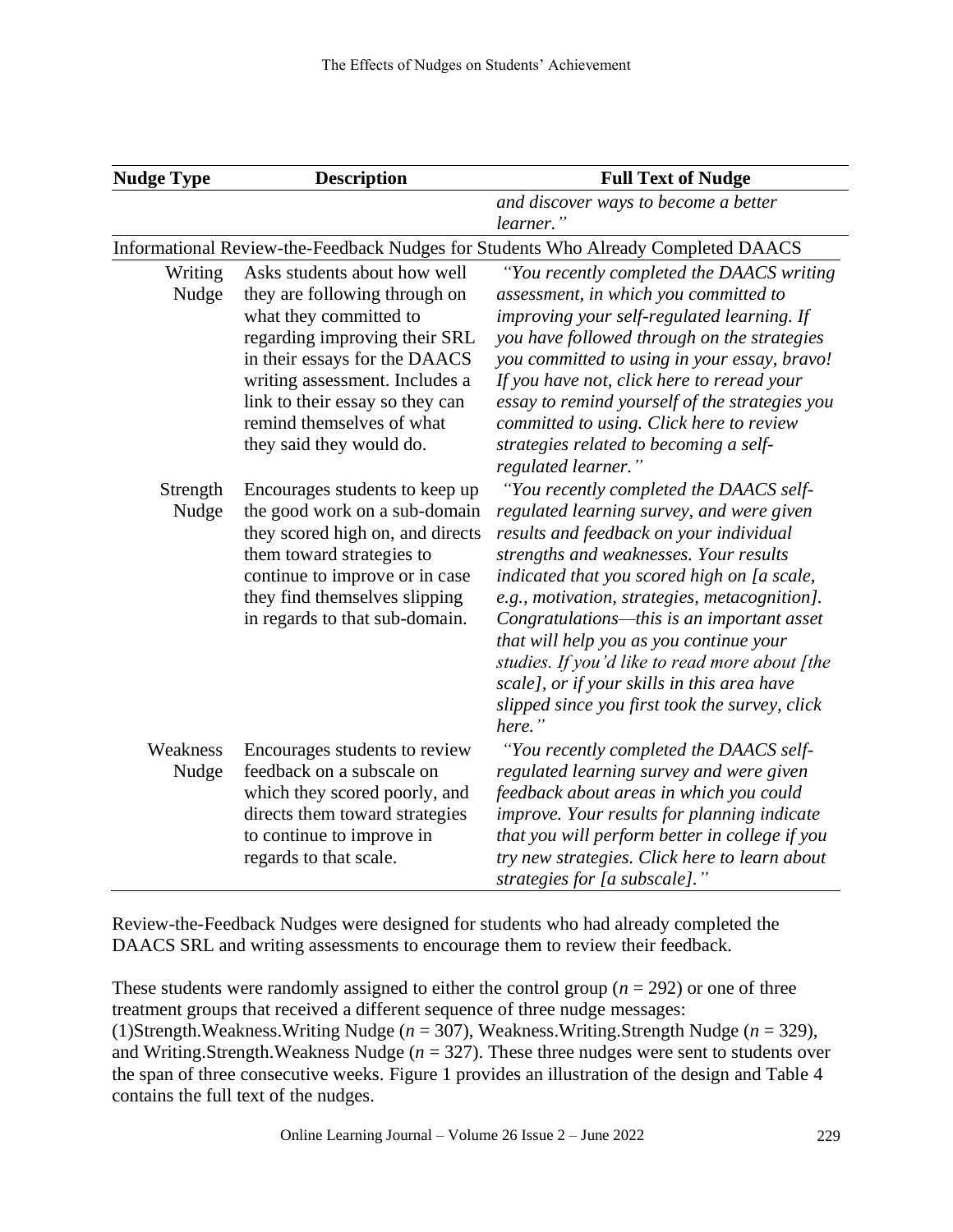| Nudge Type | Description | Full Text of Nudge |
|---|---|---|
| | | *and discover ways to become a better learner."* |
| Informational Review-the-Feedback Nudges for Students Who Already Completed DAACS | | |
| Writing Nudge | Asks students about how well they are following through on what they committed to regarding improving their SRL in their essays for the DAACS writing assessment. Includes a link to their essay so they can remind themselves of what they said they would do. | *"You recently completed the DAACS writing assessment, in which you committed to improving your self-regulated learning. If you have followed through on the strategies you committed to using in your essay, bravo! If you have not, click here to reread your essay to remind yourself of the strategies you committed to using. Click here to review strategies related to becoming a self-regulated learner."* |
| Strength Nudge | Encourages students to keep up the good work on a sub-domain they scored high on, and directs them toward strategies to continue to improve or in case they find themselves slipping in regards to that sub-domain. | *"You recently completed the DAACS self-regulated learning survey, and were given results and feedback on your individual strengths and weaknesses. Your results indicated that you scored high on [a scale, e.g., motivation, strategies, metacognition]. Congratulations—this is an important asset that will help you as you continue your studies. If you'd like to read more about [the scale], or if your skills in this area have slipped since you first took the survey, click here."* |
| Weakness Nudge | Encourages students to review feedback on a subscale on which they scored poorly, and directs them toward strategies to continue to improve in regards to that scale. | *"You recently completed the DAACS self-regulated learning survey and were given feedback about areas in which you could improve. Your results for planning indicate that you will perform better in college if you try new strategies. Click here to learn about strategies for [a subscale]."* |

Review-the-Feedback Nudges were designed for students who had already completed the DAACS SRL and writing assessments to encourage them to review their feedback.

These students were randomly assigned to either the control group ($n$ = 292) or one of three treatment groups that received a different sequence of three nudge messages: (1)Strength.Weakness.Writing Nudge ($n$ = 307), Weakness.Writing.Strength Nudge ($n$ = 329), and Writing.Strength.Weakness Nudge ($n$ = 327). These three nudges were sent to students over the span of three consecutive weeks. Figure 1 provides an illustration of the design and Table 4 contains the full text of the nudges.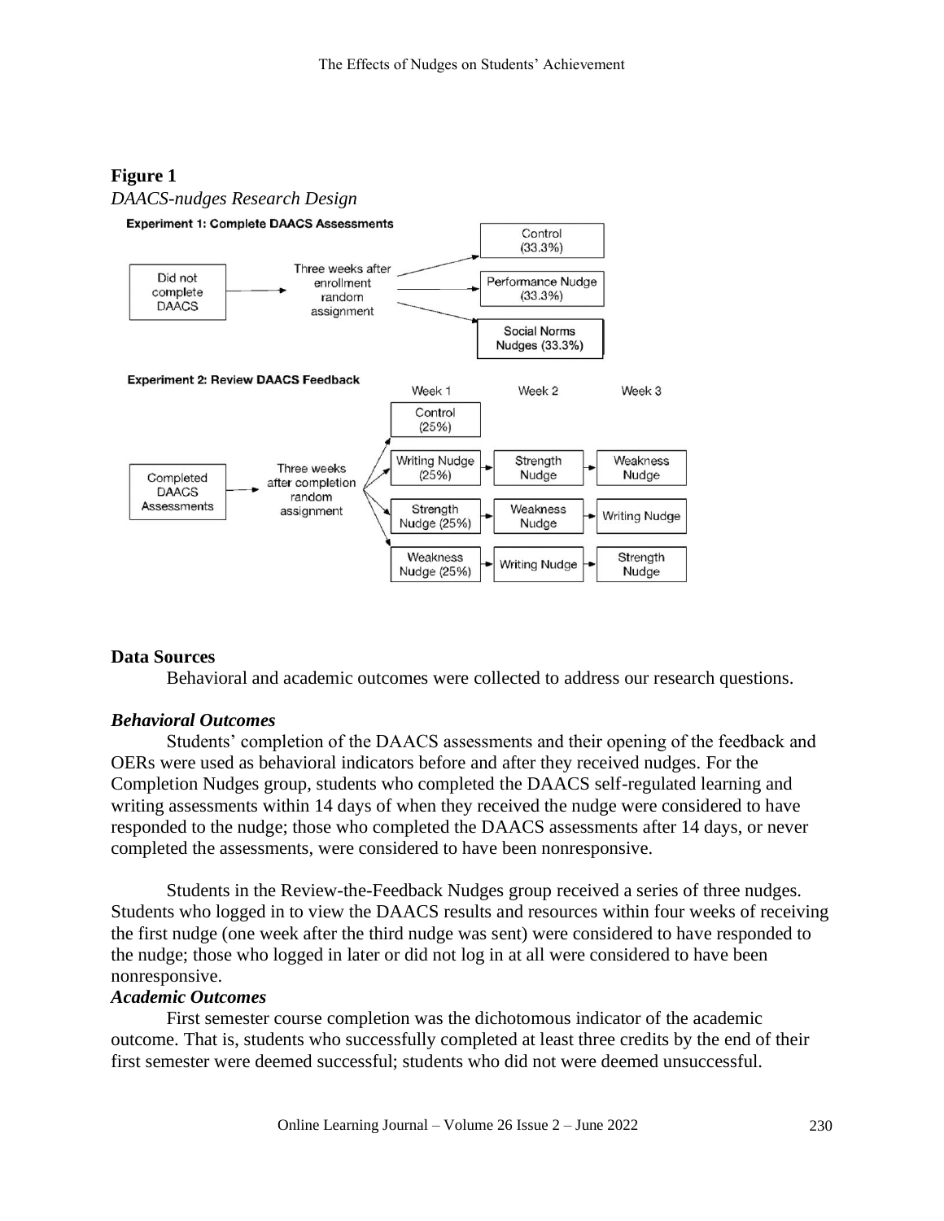**Figure 1**

*DAACS-nudges Research Design*

**Data Sources**

Behavioral and academic outcomes were collected to address our research questions.

### *Behavioral Outcomes*

Students' completion of the DAACS assessments and their opening of the feedback and OERs were used as behavioral indicators before and after they received nudges. For the Completion Nudges group, students who completed the DAACS self-regulated learning and writing assessments within 14 days of when they received the nudge were considered to have responded to the nudge; those who completed the DAACS assessments after 14 days, or never completed the assessments, were considered to have been nonresponsive.

Students in the Review-the-Feedback Nudges group received a series of three nudges. Students who logged in to view the DAACS results and resources within four weeks of receiving the first nudge (one week after the third nudge was sent) were considered to have responded to the nudge; those who logged in later or did not log in at all were considered to have been nonresponsive.

### *Academic Outcomes*

First semester course completion was the dichotomous indicator of the academic outcome. That is, students who successfully completed at least three credits by the end of their first semester were deemed successful; students who did not were deemed unsuccessful.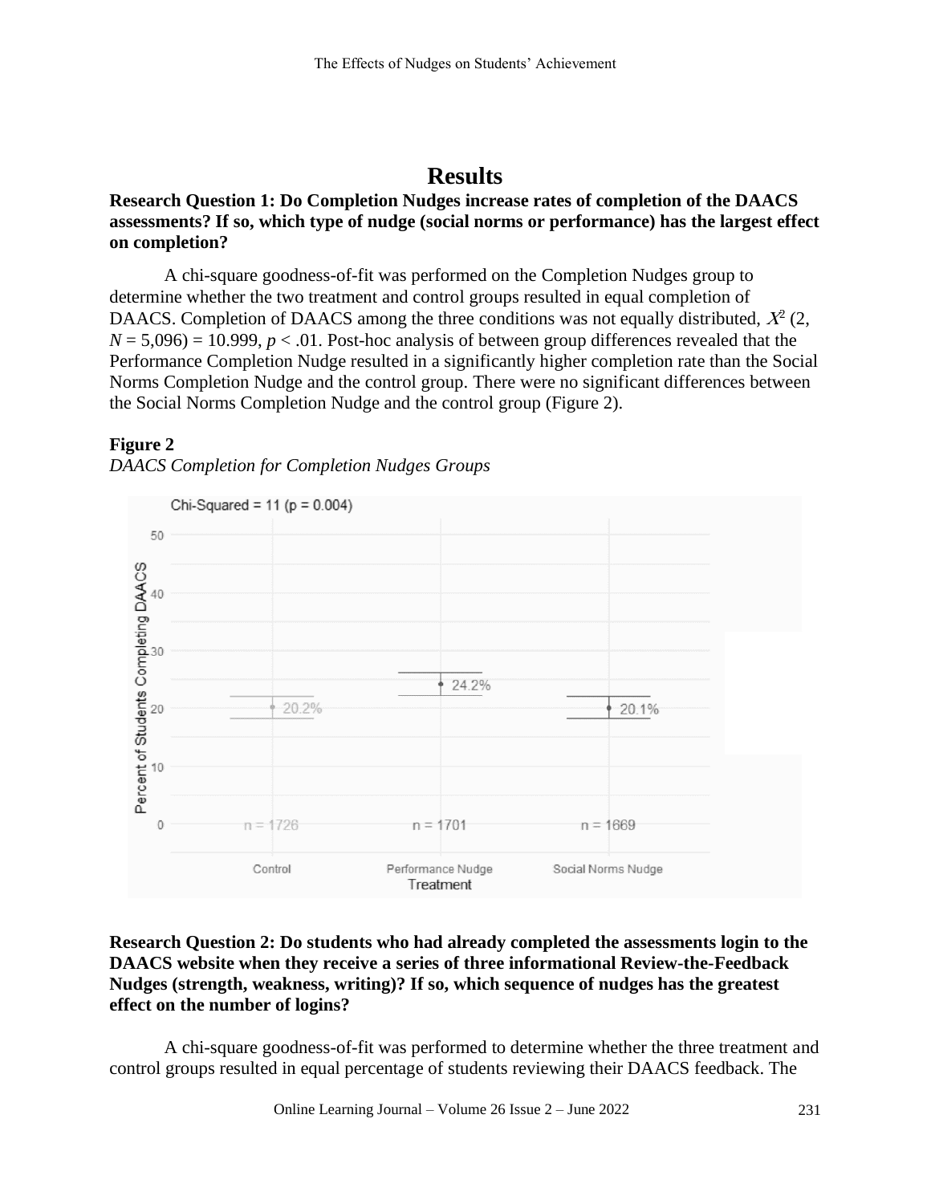# Results

**Research Question 1: Do Completion Nudges increase rates of completion of the DAACS assessments? If so, which type of nudge (social norms or performance) has the largest effect on completion?**

A chi-square goodness-of-fit was performed on the Completion Nudges group to determine whether the two treatment and control groups resulted in equal completion of DAACS. Completion of DAACS among the three conditions was not equally distributed, $X^2$ (2, $N$ = 5,096) = 10.999, $p < .01$. Post-hoc analysis of between group differences revealed that the Performance Completion Nudge resulted in a significantly higher completion rate than the Social Norms Completion Nudge and the control group. There were no significant differences between the Social Norms Completion Nudge and the control group (Figure 2).

**Figure 2**

*DAACS Completion for Completion Nudges Groups*

Chi-Squared = 11 (p = 0.004)

| Treatment | Percent of Students Completing DAACS | n |
|---|---|---|
| Control | 20.2% | 1726 |
| Performance Nudge | 24.2% | 1701 |
| Social Norms Nudge | 20.1% | 1669 |

**Research Question 2: Do students who had already completed the assessments login to the DAACS website when they receive a series of three informational Review-the-Feedback Nudges (strength, weakness, writing)? If so, which sequence of nudges has the greatest effect on the number of logins?**

A chi-square goodness-of-fit was performed to determine whether the three treatment and control groups resulted in equal percentage of students reviewing their DAACS feedback. The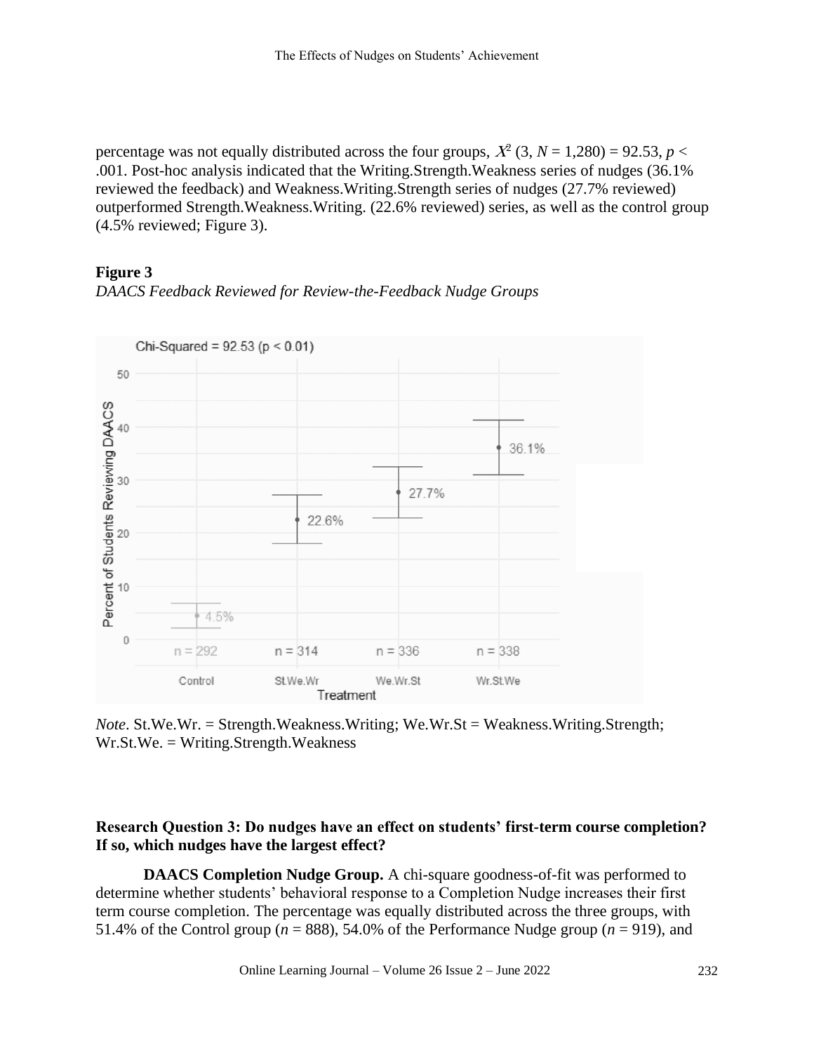percentage was not equally distributed across the four groups, $X^2$ (3, $N$ = 1,280) = 92.53, $p$ < .001. Post-hoc analysis indicated that the Writing.Strength.Weakness series of nudges (36.1% reviewed the feedback) and Weakness.Writing.Strength series of nudges (27.7% reviewed) outperformed Strength.Weakness.Writing. (22.6% reviewed) series, as well as the control group (4.5% reviewed; Figure 3).

**Figure 3**

*DAACS Feedback Reviewed for Review-the-Feedback Nudge Groups*

*Note*. St.We.Wr. = Strength.Weakness.Writing; We.Wr.St = Weakness.Writing.Strength; Wr.St.We. = Writing.Strength.Weakness

**Research Question 3: Do nudges have an effect on students' first-term course completion? If so, which nudges have the largest effect?**

**DAACS Completion Nudge Group.** A chi-square goodness-of-fit was performed to determine whether students' behavioral response to a Completion Nudge increases their first term course completion. The percentage was equally distributed across the three groups, with 51.4% of the Control group ($n$ = 888), 54.0% of the Performance Nudge group ($n$ = 919), and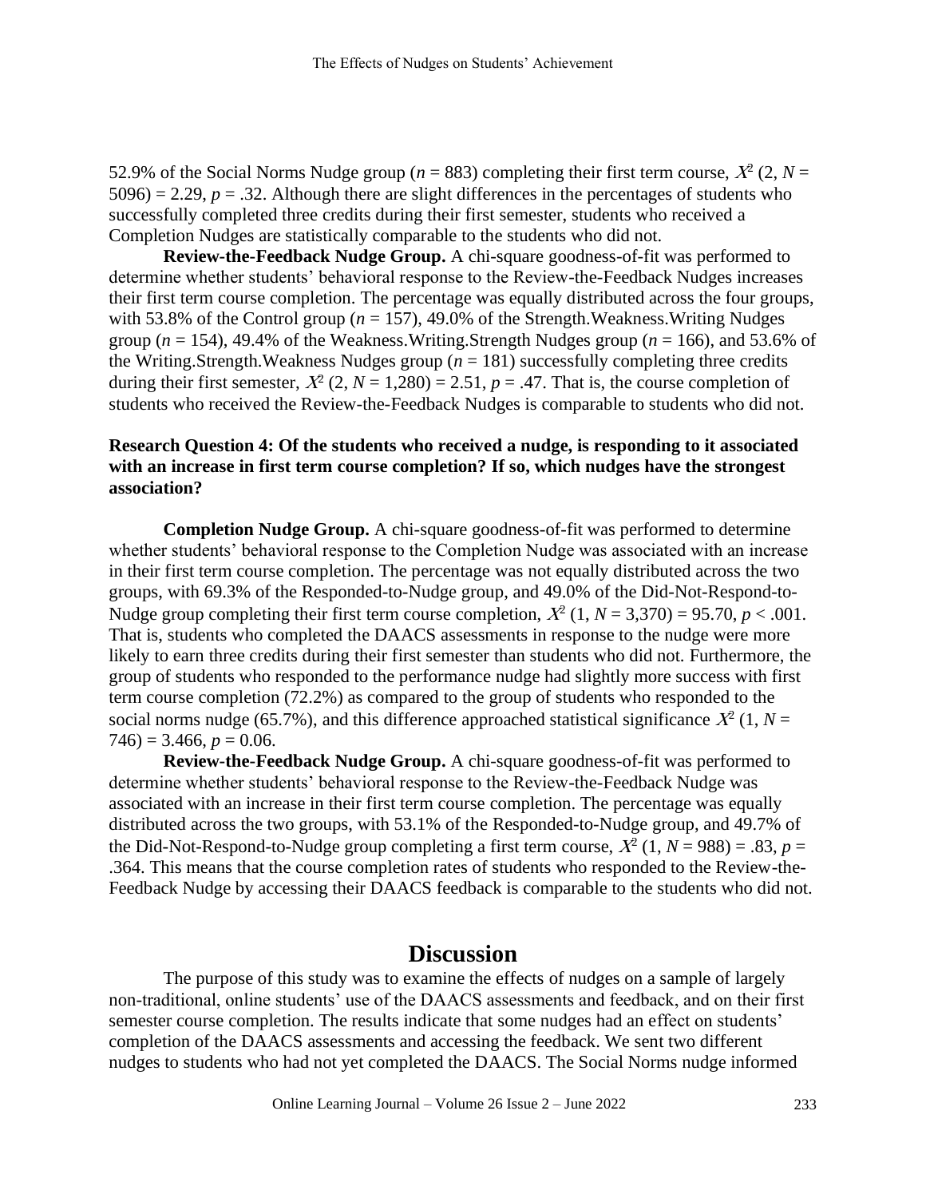52.9% of the Social Norms Nudge group ($n$ = 883) completing their first term course, $X^2$ (2, $N$ = 5096) = 2.29, $p$ = .32. Although there are slight differences in the percentages of students who successfully completed three credits during their first semester, students who received a Completion Nudges are statistically comparable to the students who did not.

**Review-the-Feedback Nudge Group.** A chi-square goodness-of-fit was performed to determine whether students' behavioral response to the Review-the-Feedback Nudges increases their first term course completion. The percentage was equally distributed across the four groups, with 53.8% of the Control group ($n$ = 157), 49.0% of the Strength.Weakness.Writing Nudges group ($n$ = 154), 49.4% of the Weakness.Writing.Strength Nudges group ($n$ = 166), and 53.6% of the Writing.Strength.Weakness Nudges group ($n$ = 181) successfully completing three credits during their first semester, $X^2$ (2, $N$ = 1,280) = 2.51, $p$ = .47. That is, the course completion of students who received the Review-the-Feedback Nudges is comparable to students who did not.

**Research Question 4: Of the students who received a nudge, is responding to it associated with an increase in first term course completion? If so, which nudges have the strongest association?**

**Completion Nudge Group.** A chi-square goodness-of-fit was performed to determine whether students' behavioral response to the Completion Nudge was associated with an increase in their first term course completion. The percentage was not equally distributed across the two groups, with 69.3% of the Responded-to-Nudge group, and 49.0% of the Did-Not-Respond-to-Nudge group completing their first term course completion, $X^2$ (1, $N$ = 3,370) = 95.70, $p$ < .001. That is, students who completed the DAACS assessments in response to the nudge were more likely to earn three credits during their first semester than students who did not. Furthermore, the group of students who responded to the performance nudge had slightly more success with first term course completion (72.2%) as compared to the group of students who responded to the social norms nudge (65.7%), and this difference approached statistical significance $X^2$ (1, $N$ = 746) = 3.466, $p$ = 0.06.

**Review-the-Feedback Nudge Group.** A chi-square goodness-of-fit was performed to determine whether students' behavioral response to the Review-the-Feedback Nudge was associated with an increase in their first term course completion. The percentage was equally distributed across the two groups, with 53.1% of the Responded-to-Nudge group, and 49.7% of the Did-Not-Respond-to-Nudge group completing a first term course, $X^2$ (1, $N$ = 988) = .83, $p$ = .364. This means that the course completion rates of students who responded to the Review-the-Feedback Nudge by accessing their DAACS feedback is comparable to the students who did not.

# Discussion

The purpose of this study was to examine the effects of nudges on a sample of largely non-traditional, online students' use of the DAACS assessments and feedback, and on their first semester course completion. The results indicate that some nudges had an effect on students' completion of the DAACS assessments and accessing the feedback. We sent two different nudges to students who had not yet completed the DAACS. The Social Norms nudge informed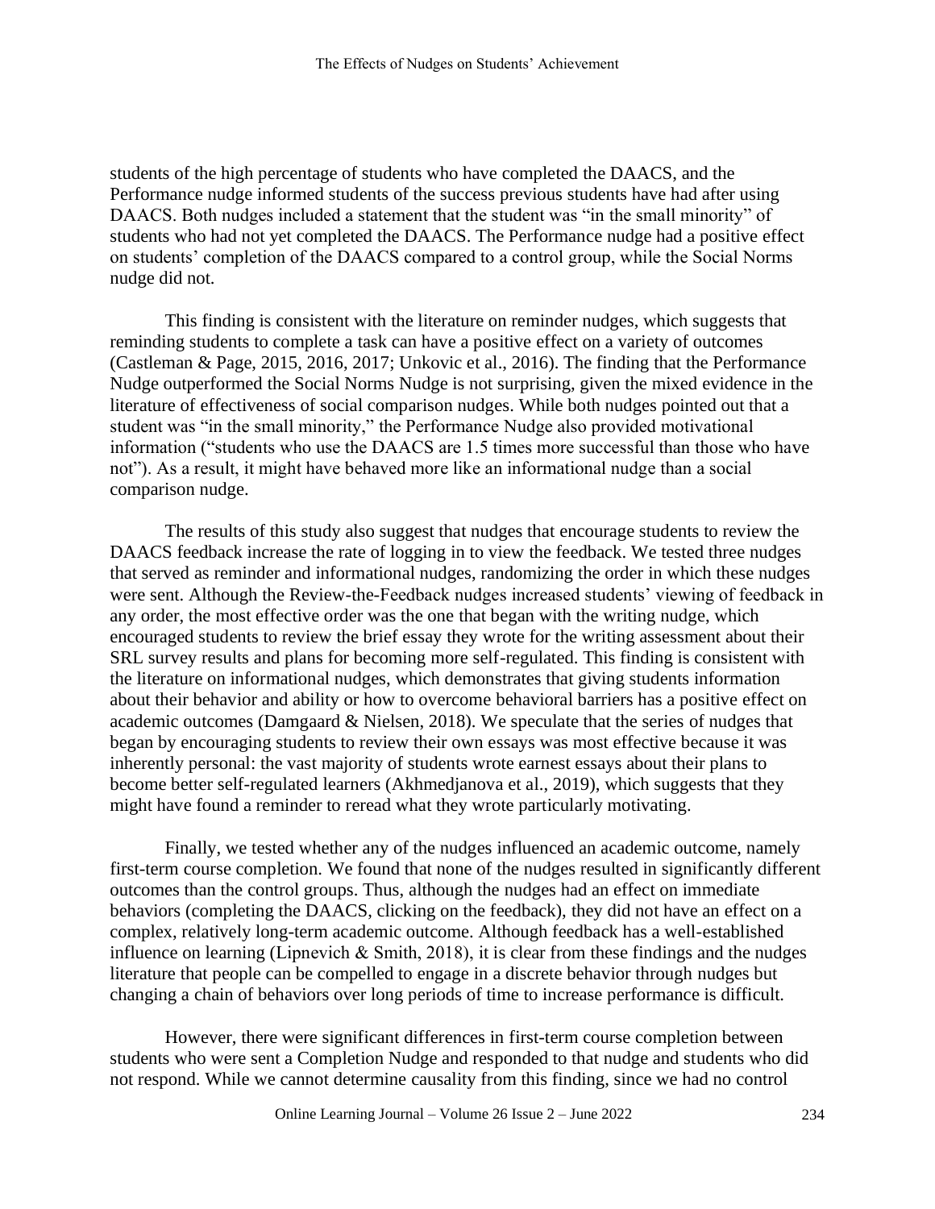students of the high percentage of students who have completed the DAACS, and the Performance nudge informed students of the success previous students have had after using DAACS. Both nudges included a statement that the student was "in the small minority" of students who had not yet completed the DAACS. The Performance nudge had a positive effect on students' completion of the DAACS compared to a control group, while the Social Norms nudge did not.

This finding is consistent with the literature on reminder nudges, which suggests that reminding students to complete a task can have a positive effect on a variety of outcomes (Castleman & Page, 2015, 2016, 2017; Unkovic et al., 2016). The finding that the Performance Nudge outperformed the Social Norms Nudge is not surprising, given the mixed evidence in the literature of effectiveness of social comparison nudges. While both nudges pointed out that a student was "in the small minority," the Performance Nudge also provided motivational information ("students who use the DAACS are 1.5 times more successful than those who have not"). As a result, it might have behaved more like an informational nudge than a social comparison nudge.

The results of this study also suggest that nudges that encourage students to review the DAACS feedback increase the rate of logging in to view the feedback. We tested three nudges that served as reminder and informational nudges, randomizing the order in which these nudges were sent. Although the Review-the-Feedback nudges increased students' viewing of feedback in any order, the most effective order was the one that began with the writing nudge, which encouraged students to review the brief essay they wrote for the writing assessment about their SRL survey results and plans for becoming more self-regulated. This finding is consistent with the literature on informational nudges, which demonstrates that giving students information about their behavior and ability or how to overcome behavioral barriers has a positive effect on academic outcomes (Damgaard & Nielsen, 2018). We speculate that the series of nudges that began by encouraging students to review their own essays was most effective because it was inherently personal: the vast majority of students wrote earnest essays about their plans to become better self-regulated learners (Akhmedjanova et al., 2019), which suggests that they might have found a reminder to reread what they wrote particularly motivating.

Finally, we tested whether any of the nudges influenced an academic outcome, namely first-term course completion. We found that none of the nudges resulted in significantly different outcomes than the control groups. Thus, although the nudges had an effect on immediate behaviors (completing the DAACS, clicking on the feedback), they did not have an effect on a complex, relatively long-term academic outcome. Although feedback has a well-established influence on learning (Lipnevich & Smith, 2018), it is clear from these findings and the nudges literature that people can be compelled to engage in a discrete behavior through nudges but changing a chain of behaviors over long periods of time to increase performance is difficult.

However, there were significant differences in first-term course completion between students who were sent a Completion Nudge and responded to that nudge and students who did not respond. While we cannot determine causality from this finding, since we had no control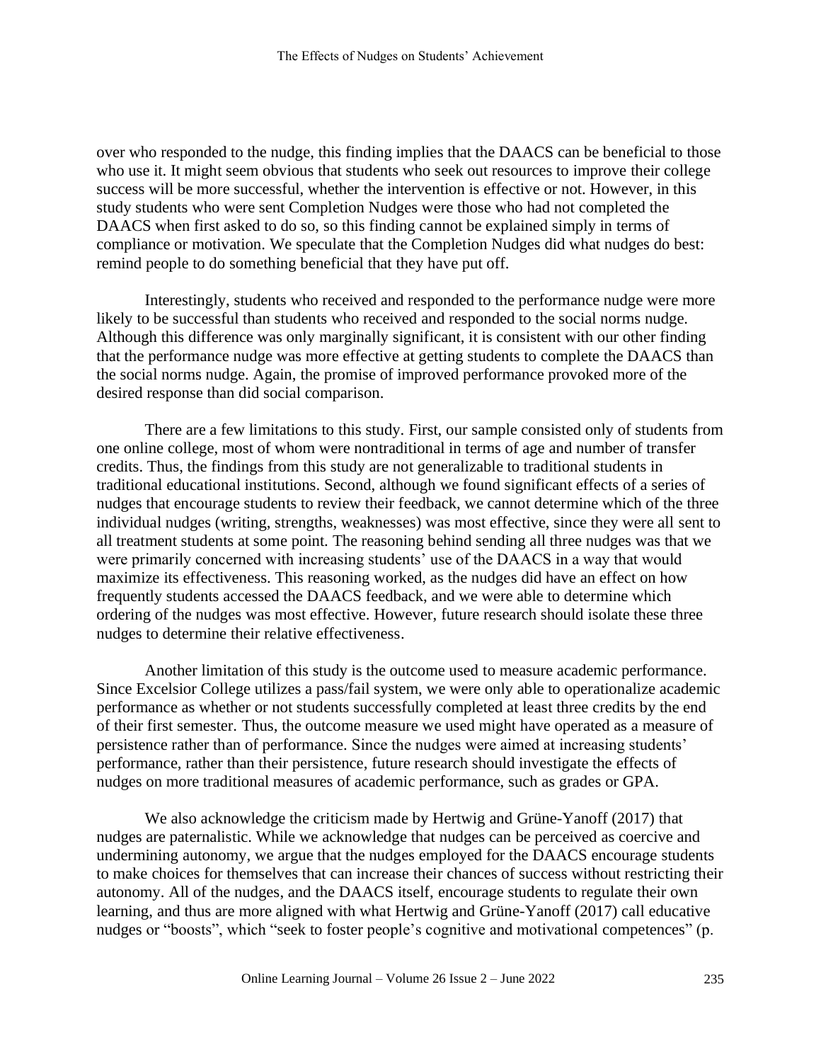over who responded to the nudge, this finding implies that the DAACS can be beneficial to those who use it. It might seem obvious that students who seek out resources to improve their college success will be more successful, whether the intervention is effective or not. However, in this study students who were sent Completion Nudges were those who had not completed the DAACS when first asked to do so, so this finding cannot be explained simply in terms of compliance or motivation. We speculate that the Completion Nudges did what nudges do best: remind people to do something beneficial that they have put off.

Interestingly, students who received and responded to the performance nudge were more likely to be successful than students who received and responded to the social norms nudge. Although this difference was only marginally significant, it is consistent with our other finding that the performance nudge was more effective at getting students to complete the DAACS than the social norms nudge. Again, the promise of improved performance provoked more of the desired response than did social comparison.

There are a few limitations to this study. First, our sample consisted only of students from one online college, most of whom were nontraditional in terms of age and number of transfer credits. Thus, the findings from this study are not generalizable to traditional students in traditional educational institutions. Second, although we found significant effects of a series of nudges that encourage students to review their feedback, we cannot determine which of the three individual nudges (writing, strengths, weaknesses) was most effective, since they were all sent to all treatment students at some point. The reasoning behind sending all three nudges was that we were primarily concerned with increasing students' use of the DAACS in a way that would maximize its effectiveness. This reasoning worked, as the nudges did have an effect on how frequently students accessed the DAACS feedback, and we were able to determine which ordering of the nudges was most effective. However, future research should isolate these three nudges to determine their relative effectiveness.

Another limitation of this study is the outcome used to measure academic performance. Since Excelsior College utilizes a pass/fail system, we were only able to operationalize academic performance as whether or not students successfully completed at least three credits by the end of their first semester. Thus, the outcome measure we used might have operated as a measure of persistence rather than of performance. Since the nudges were aimed at increasing students' performance, rather than their persistence, future research should investigate the effects of nudges on more traditional measures of academic performance, such as grades or GPA.

We also acknowledge the criticism made by Hertwig and Grüne-Yanoff (2017) that nudges are paternalistic. While we acknowledge that nudges can be perceived as coercive and undermining autonomy, we argue that the nudges employed for the DAACS encourage students to make choices for themselves that can increase their chances of success without restricting their autonomy. All of the nudges, and the DAACS itself, encourage students to regulate their own learning, and thus are more aligned with what Hertwig and Grüne-Yanoff (2017) call educative nudges or "boosts", which "seek to foster people's cognitive and motivational competences" (p.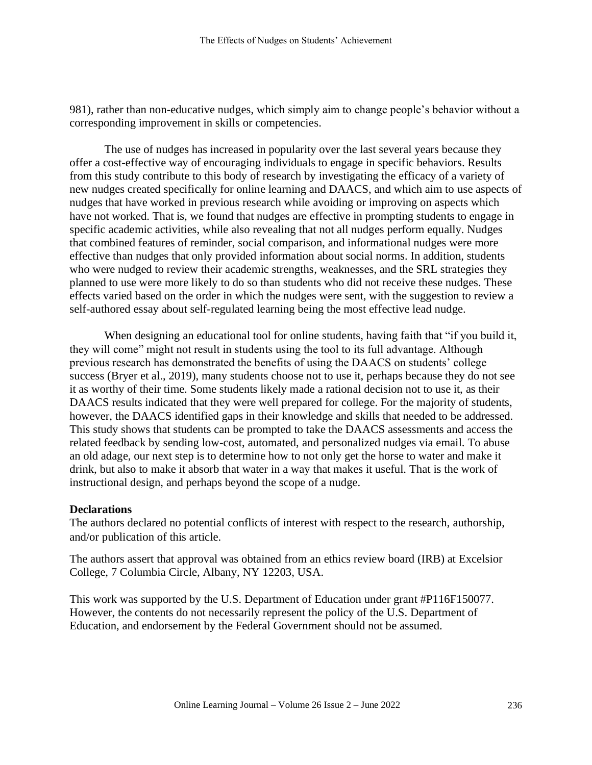981), rather than non-educative nudges, which simply aim to change people's behavior without a corresponding improvement in skills or competencies.

The use of nudges has increased in popularity over the last several years because they offer a cost-effective way of encouraging individuals to engage in specific behaviors. Results from this study contribute to this body of research by investigating the efficacy of a variety of new nudges created specifically for online learning and DAACS, and which aim to use aspects of nudges that have worked in previous research while avoiding or improving on aspects which have not worked. That is, we found that nudges are effective in prompting students to engage in specific academic activities, while also revealing that not all nudges perform equally. Nudges that combined features of reminder, social comparison, and informational nudges were more effective than nudges that only provided information about social norms. In addition, students who were nudged to review their academic strengths, weaknesses, and the SRL strategies they planned to use were more likely to do so than students who did not receive these nudges. These effects varied based on the order in which the nudges were sent, with the suggestion to review a self-authored essay about self-regulated learning being the most effective lead nudge.

When designing an educational tool for online students, having faith that "if you build it, they will come" might not result in students using the tool to its full advantage. Although previous research has demonstrated the benefits of using the DAACS on students' college success (Bryer et al., 2019), many students choose not to use it, perhaps because they do not see it as worthy of their time. Some students likely made a rational decision not to use it, as their DAACS results indicated that they were well prepared for college. For the majority of students, however, the DAACS identified gaps in their knowledge and skills that needed to be addressed. This study shows that students can be prompted to take the DAACS assessments and access the related feedback by sending low-cost, automated, and personalized nudges via email. To abuse an old adage, our next step is to determine how to not only get the horse to water and make it drink, but also to make it absorb that water in a way that makes it useful. That is the work of instructional design, and perhaps beyond the scope of a nudge.

**Declarations**

The authors declared no potential conflicts of interest with respect to the research, authorship, and/or publication of this article.

The authors assert that approval was obtained from an ethics review board (IRB) at Excelsior College, 7 Columbia Circle, Albany, NY 12203, USA.

This work was supported by the U.S. Department of Education under grant #P116F150077. However, the contents do not necessarily represent the policy of the U.S. Department of Education, and endorsement by the Federal Government should not be assumed.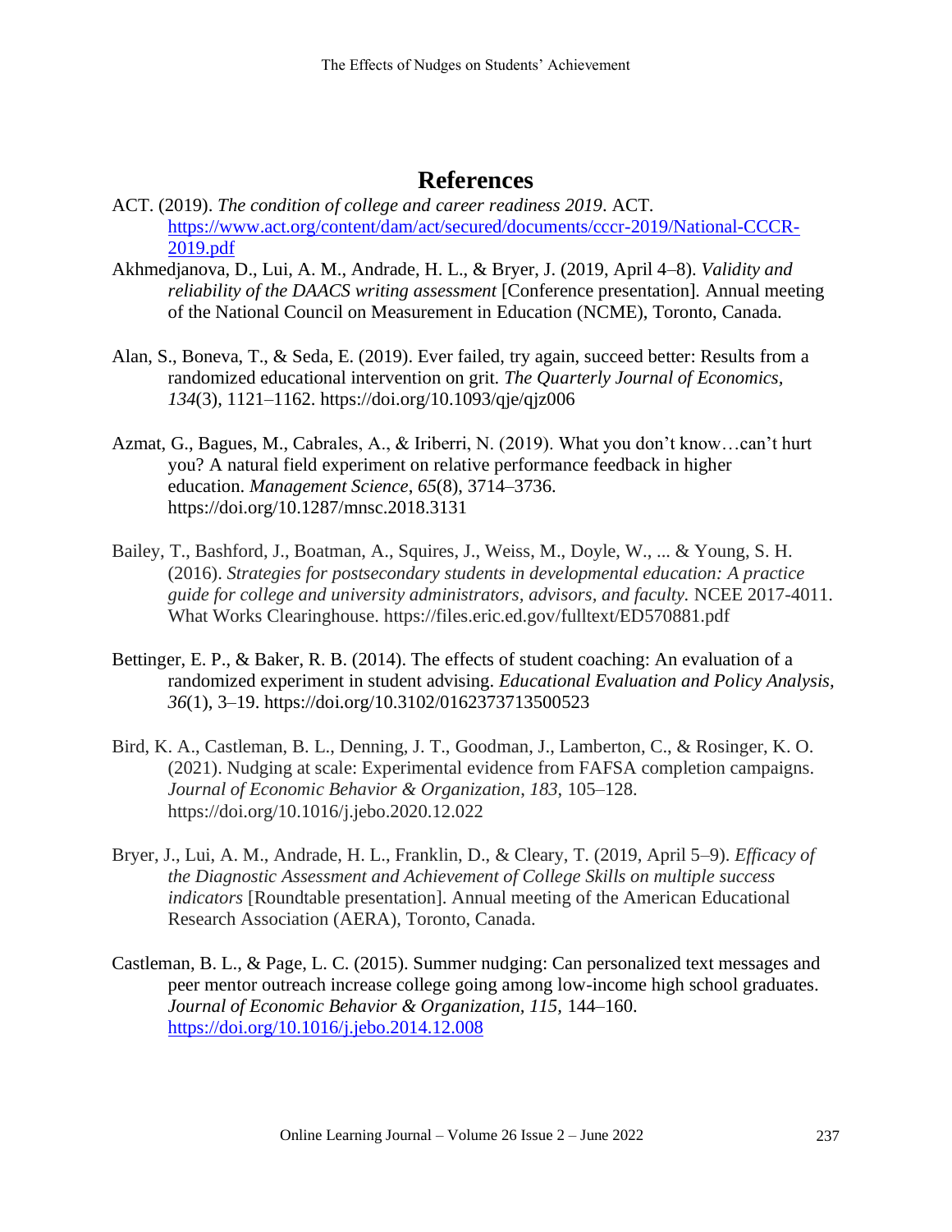# References

ACT. (2019). *The condition of college and career readiness 2019*. ACT. https://www.act.org/content/dam/act/secured/documents/cccr-2019/National-CCCR-2019.pdf

Akhmedjanova, D., Lui, A. M., Andrade, H. L., & Bryer, J. (2019, April 4–8). *Validity and reliability of the DAACS writing assessment* [Conference presentation]. Annual meeting of the National Council on Measurement in Education (NCME), Toronto, Canada.

Alan, S., Boneva, T., & Seda, E. (2019). Ever failed, try again, succeed better: Results from a randomized educational intervention on grit. *The Quarterly Journal of Economics, 134*(3), 1121–1162. https://doi.org/10.1093/qje/qjz006

Azmat, G., Bagues, M., Cabrales, A., & Iriberri, N. (2019). What you don't know…can't hurt you? A natural field experiment on relative performance feedback in higher education. *Management Science, 65*(8), 3714–3736. https://doi.org/10.1287/mnsc.2018.3131

Bailey, T., Bashford, J., Boatman, A., Squires, J., Weiss, M., Doyle, W., ... & Young, S. H. (2016). *Strategies for postsecondary students in developmental education: A practice guide for college and university administrators, advisors, and faculty.* NCEE 2017-4011. What Works Clearinghouse. https://files.eric.ed.gov/fulltext/ED570881.pdf

Bettinger, E. P., & Baker, R. B. (2014). The effects of student coaching: An evaluation of a randomized experiment in student advising. *Educational Evaluation and Policy Analysis, 36*(1), 3–19. https://doi.org/10.3102/0162373713500523

Bird, K. A., Castleman, B. L., Denning, J. T., Goodman, J., Lamberton, C., & Rosinger, K. O. (2021). Nudging at scale: Experimental evidence from FAFSA completion campaigns. *Journal of Economic Behavior & Organization*, *183*, 105–128. https://doi.org/10.1016/j.jebo.2020.12.022

Bryer, J., Lui, A. M., Andrade, H. L., Franklin, D., & Cleary, T. (2019, April 5–9). *Efficacy of the Diagnostic Assessment and Achievement of College Skills on multiple success indicators* [Roundtable presentation]. Annual meeting of the American Educational Research Association (AERA), Toronto, Canada.

Castleman, B. L., & Page, L. C. (2015). Summer nudging: Can personalized text messages and peer mentor outreach increase college going among low-income high school graduates. *Journal of Economic Behavior & Organization, 115*, 144–160. https://doi.org/10.1016/j.jebo.2014.12.008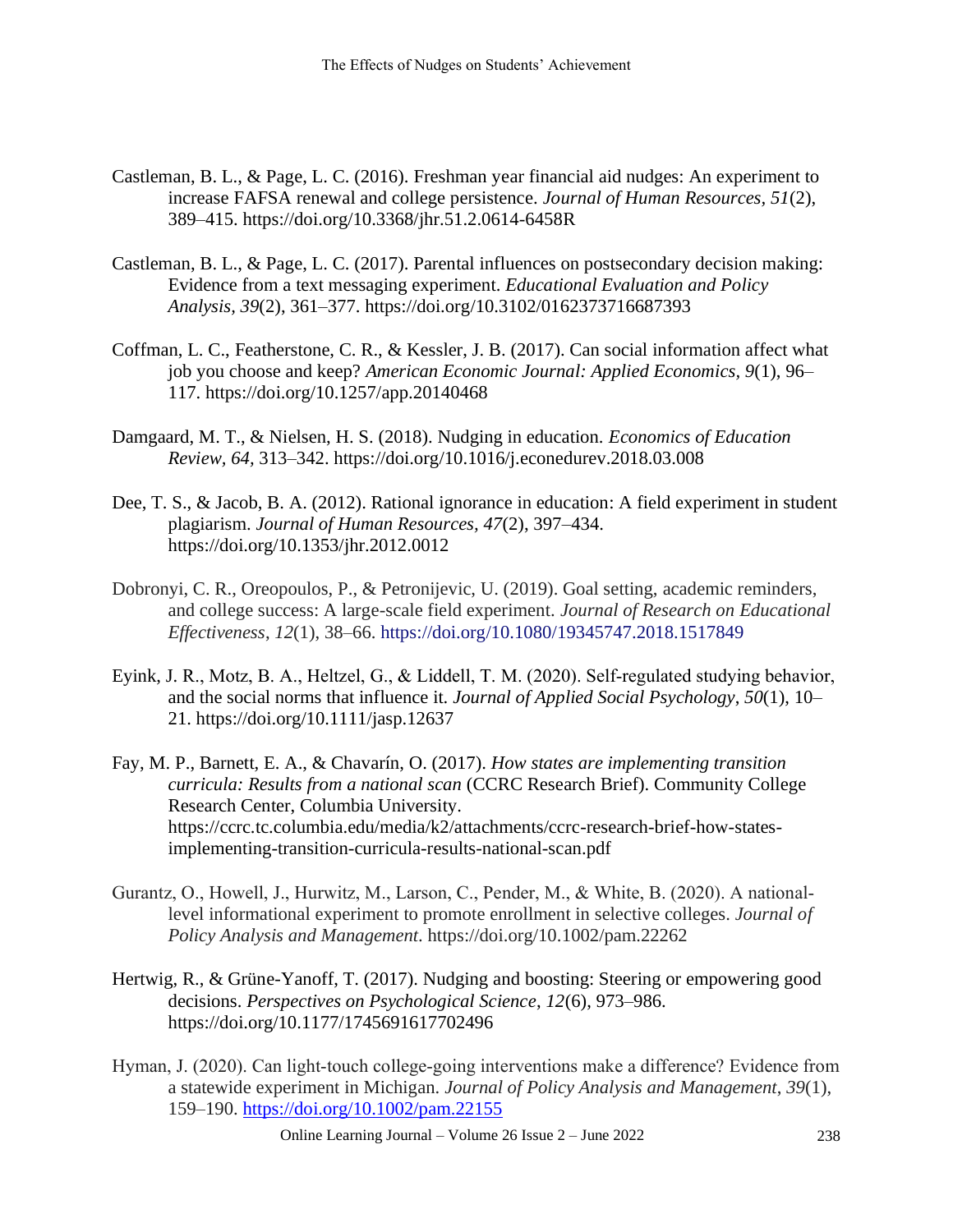Castleman, B. L., & Page, L. C. (2016). Freshman year financial aid nudges: An experiment to increase FAFSA renewal and college persistence. *Journal of Human Resources*, *51*(2), 389–415. https://doi.org/10.3368/jhr.51.2.0614-6458R

Castleman, B. L., & Page, L. C. (2017). Parental influences on postsecondary decision making: Evidence from a text messaging experiment. *Educational Evaluation and Policy Analysis*, *39*(2), 361–377. https://doi.org/10.3102/0162373716687393

Coffman, L. C., Featherstone, C. R., & Kessler, J. B. (2017). Can social information affect what job you choose and keep? *American Economic Journal: Applied Economics*, *9*(1), 96–117. https://doi.org/10.1257/app.20140468

Damgaard, M. T., & Nielsen, H. S. (2018). Nudging in education. *Economics of Education Review*, *64*, 313–342. https://doi.org/10.1016/j.econedurev.2018.03.008

Dee, T. S., & Jacob, B. A. (2012). Rational ignorance in education: A field experiment in student plagiarism. *Journal of Human Resources*, *47*(2), 397–434. https://doi.org/10.1353/jhr.2012.0012

Dobronyi, C. R., Oreopoulos, P., & Petronijevic, U. (2019). Goal setting, academic reminders, and college success: A large-scale field experiment. *Journal of Research on Educational Effectiveness*, *12*(1), 38–66. https://doi.org/10.1080/19345747.2018.1517849

Eyink, J. R., Motz, B. A., Heltzel, G., & Liddell, T. M. (2020). Self-regulated studying behavior, and the social norms that influence it. *Journal of Applied Social Psychology*, *50*(1), 10–21. https://doi.org/10.1111/jasp.12637

Fay, M. P., Barnett, E. A., & Chavarín, O. (2017). *How states are implementing transition curricula: Results from a national scan* (CCRC Research Brief). Community College Research Center, Columbia University. https://ccrc.tc.columbia.edu/media/k2/attachments/ccrc-research-brief-how-states-implementing-transition-curricula-results-national-scan.pdf

Gurantz, O., Howell, J., Hurwitz, M., Larson, C., Pender, M., & White, B. (2020). A national-level informational experiment to promote enrollment in selective colleges. *Journal of Policy Analysis and Management*. https://doi.org/10.1002/pam.22262

Hertwig, R., & Grüne-Yanoff, T. (2017). Nudging and boosting: Steering or empowering good decisions. *Perspectives on Psychological Science*, *12*(6), 973–986. https://doi.org/10.1177/1745691617702496

Hyman, J. (2020). Can light-touch college-going interventions make a difference? Evidence from a statewide experiment in Michigan. *Journal of Policy Analysis and Management*, *39*(1), 159–190. https://doi.org/10.1002/pam.22155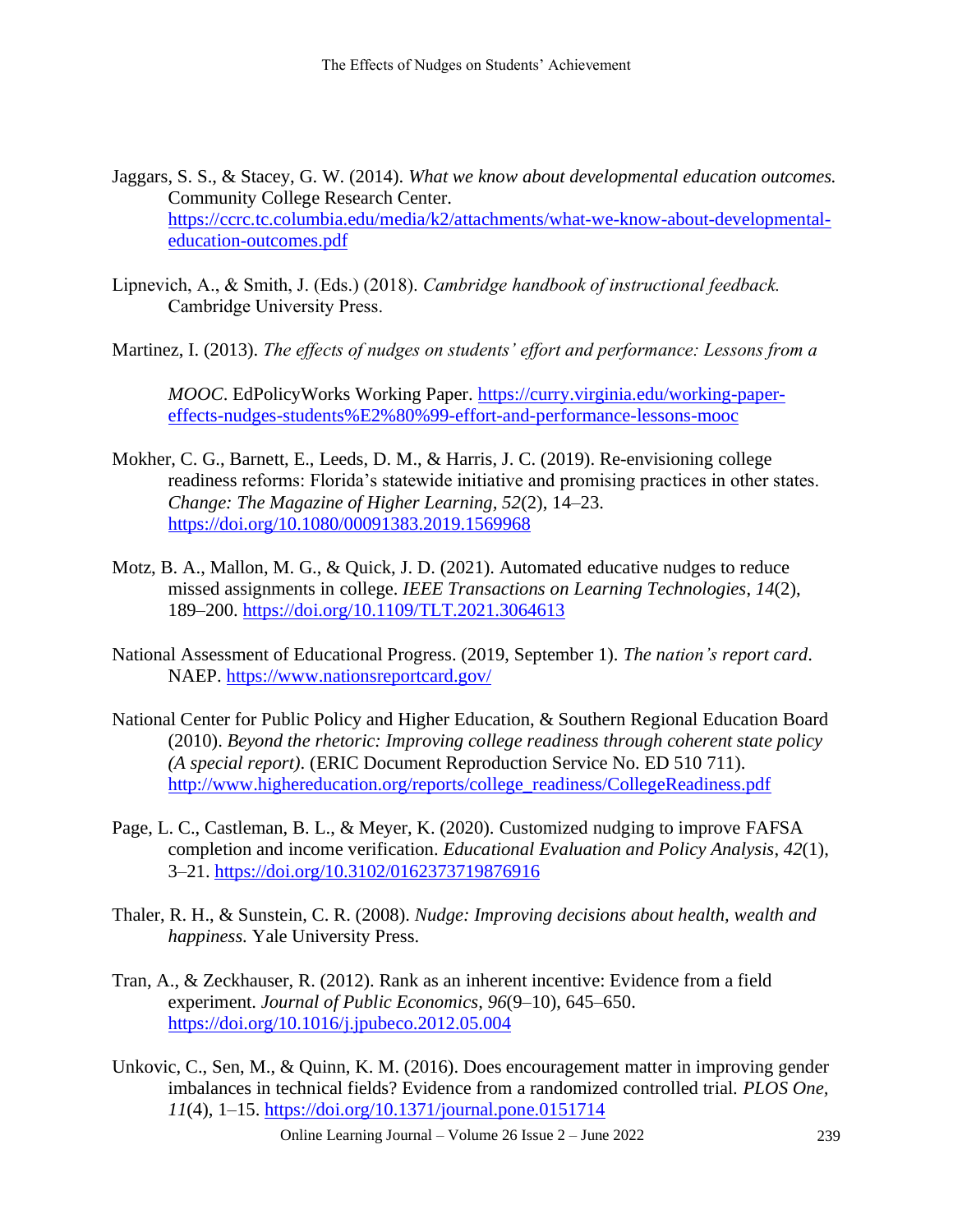Jaggars, S. S., & Stacey, G. W. (2014). *What we know about developmental education outcomes.* Community College Research Center. https://ccrc.tc.columbia.edu/media/k2/attachments/what-we-know-about-developmental-education-outcomes.pdf

Lipnevich, A., & Smith, J. (Eds.) (2018). *Cambridge handbook of instructional feedback.* Cambridge University Press.

Martinez, I. (2013). *The effects of nudges on students' effort and performance: Lessons from a MOOC*. EdPolicyWorks Working Paper. https://curry.virginia.edu/working-paper-effects-nudges-students%E2%80%99-effort-and-performance-lessons-mooc

Mokher, C. G., Barnett, E., Leeds, D. M., & Harris, J. C. (2019). Re-envisioning college readiness reforms: Florida's statewide initiative and promising practices in other states. *Change: The Magazine of Higher Learning*, *52*(2), 14–23. https://doi.org/10.1080/00091383.2019.1569968

Motz, B. A., Mallon, M. G., & Quick, J. D. (2021). Automated educative nudges to reduce missed assignments in college. *IEEE Transactions on Learning Technologies*, *14*(2), 189–200. https://doi.org/10.1109/TLT.2021.3064613

National Assessment of Educational Progress. (2019, September 1). *The nation's report card*. NAEP. https://www.nationsreportcard.gov/

National Center for Public Policy and Higher Education, & Southern Regional Education Board (2010). *Beyond the rhetoric: Improving college readiness through coherent state policy (A special report).* (ERIC Document Reproduction Service No. ED 510 711). http://www.highereducation.org/reports/college_readiness/CollegeReadiness.pdf

Page, L. C., Castleman, B. L., & Meyer, K. (2020). Customized nudging to improve FAFSA completion and income verification. *Educational Evaluation and Policy Analysis*, *42*(1), 3–21. https://doi.org/10.3102/0162373719876916

Thaler, R. H., & Sunstein, C. R. (2008). *Nudge: Improving decisions about health, wealth and happiness.* Yale University Press.

Tran, A., & Zeckhauser, R. (2012). Rank as an inherent incentive: Evidence from a field experiment. *Journal of Public Economics*, *96*(9–10), 645–650. https://doi.org/10.1016/j.jpubeco.2012.05.004

Unkovic, C., Sen, M., & Quinn, K. M. (2016). Does encouragement matter in improving gender imbalances in technical fields? Evidence from a randomized controlled trial. *PLOS One*, *11*(4), 1–15. https://doi.org/10.1371/journal.pone.0151714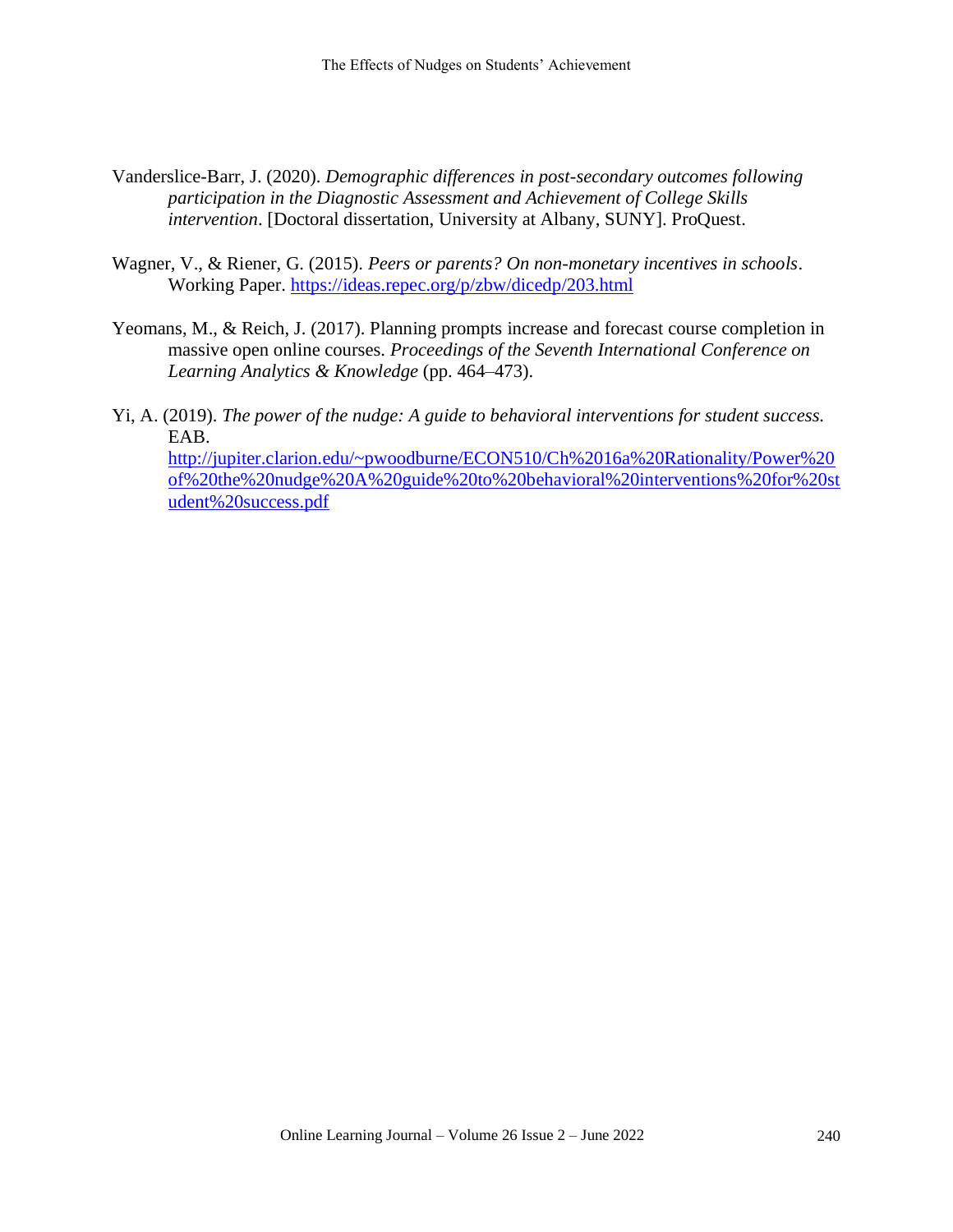Vanderslice-Barr, J. (2020). *Demographic differences in post-secondary outcomes following participation in the Diagnostic Assessment and Achievement of College Skills intervention*. [Doctoral dissertation, University at Albany, SUNY]. ProQuest.

Wagner, V., & Riener, G. (2015). *Peers or parents? On non-monetary incentives in schools*. Working Paper. https://ideas.repec.org/p/zbw/dicedp/203.html

Yeomans, M., & Reich, J. (2017). Planning prompts increase and forecast course completion in massive open online courses. *Proceedings of the Seventh International Conference on Learning Analytics & Knowledge* (pp. 464–473).

Yi, A. (2019). *The power of the nudge: A guide to behavioral interventions for student success.* EAB. http://jupiter.clarion.edu/~pwoodburne/ECON510/Ch%2016a%20Rationality/Power%20of%20the%20nudge%20A%20guide%20to%20behavioral%20interventions%20for%20student%20success.pdf